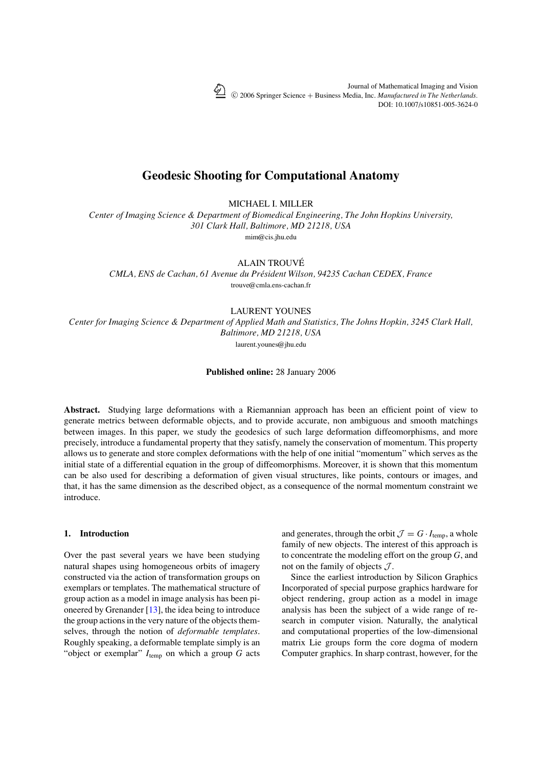# Geodesic Shooting for Computational Anatomy

MICHAEL I. MILLER

*Center of Imaging Science & Department of Biomedical Engineering, The John Hopkins University, 301 Clark Hall, Baltimore, MD 21218, USA*

mim@cis.jhu.edu

ALAIN TROUVÉ

*CMLA, ENS de Cachan, 61 Avenue du Président Wilson, 94235 Cachan CEDEX, France*

trouve@cmla.ens-cachan.fr

LAURENT YOUNES

*Center for Imaging Science & Department of Applied Math and Statistics, The Johns Hopkin, 3245 Clark Hall, Baltimore, MD 21218, USA*

laurent.younes@jhu.edu

**Published online:** 28 January 2006

**Abstract.** Studying large deformations with a Riemannian approach has been an efficient point of view to generate metrics between deformable objects, and to provide accurate, non ambiguous and smooth matchings between images. In this paper, we study the geodesics of such large deformation diffeomorphisms, and more precisely, introduce a fundamental property that they satisfy, namely the conservation of momentum. This property allows us to generate and store complex deformations with the help of one initial "momentum" which serves as the initial state of a differential equation in the group of diffeomorphisms. Moreover, it is shown that this momentum can be also used for describing a deformation of given visual structures, like points, contours or images, and that, it has the same dimension as the described object, as a consequence of the normal momentum constraint we introduce.

## 1. Introduction

Over the past several years we have been studying natural shapes using homogeneous orbits of imagery constructed via the action of transformation groups on exemplars or templates. The mathematical structure of group action as a model in image analysis has been pioneered by Grenander [13], the idea being to introduce the group actions in the very nature of the objects themselves, through the notion of *deformable templates*. Roughly speaking, a deformable template simply is an "object or exemplar" $I_{\text{temp}}$ on which a group $G$ acts and generates, through the orbit $\mathcal{J} = G \cdot I_{\text{temp}}$, a whole family of new objects. The interest of this approach is to concentrate the modeling effort on the group $G$, and not on the family of objects $\mathcal{J}$.

Since the earliest introduction by Silicon Graphics Incorporated of special purpose graphics hardware for object rendering, group action as a model in image analysis has been the subject of a wide range of research in computer vision. Naturally, the analytical and computational properties of the low-dimensional matrix Lie groups form the core dogma of modern Computer graphics. In sharp contrast, however, for the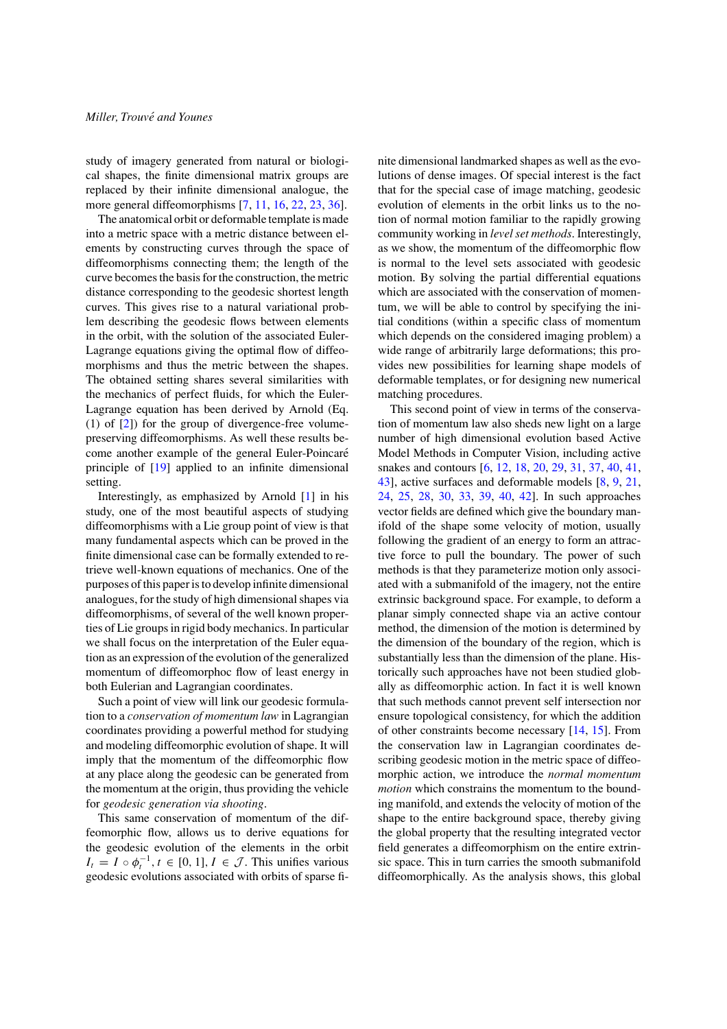study of imagery generated from natural or biological shapes, the finite dimensional matrix groups are replaced by their infinite dimensional analogue, the more general diffeomorphisms [7, 11, 16, 22, 23, 36].

The anatomical orbit or deformable template is made into a metric space with a metric distance between elements by constructing curves through the space of diffeomorphisms connecting them; the length of the curve becomes the basis for the construction, the metric distance corresponding to the geodesic shortest length curves. This gives rise to a natural variational problem describing the geodesic flows between elements in the orbit, with the solution of the associated Euler-Lagrange equations giving the optimal flow of diffeomorphisms and thus the metric between the shapes. The obtained setting shares several similarities with the mechanics of perfect fluids, for which the Euler-Lagrange equation has been derived by Arnold (Eq. (1) of [2]) for the group of divergence-free volume-preserving diffeomorphisms. As well these results become another example of the general Euler-Poincaré principle of [19] applied to an infinite dimensional setting.

Interestingly, as emphasized by Arnold [1] in his study, one of the most beautiful aspects of studying diffeomorphisms with a Lie group point of view is that many fundamental aspects which can be proved in the finite dimensional case can be formally extended to retrieve well-known equations of mechanics. One of the purposes of this paper is to develop infinite dimensional analogues, for the study of high dimensional shapes via diffeomorphisms, of several of the well known properties of Lie groups in rigid body mechanics. In particular we shall focus on the interpretation of the Euler equation as an expression of the evolution of the generalized momentum of diffeomorphoc flow of least energy in both Eulerian and Lagrangian coordinates.

Such a point of view will link our geodesic formulation to a *conservation of momentum law* in Lagrangian coordinates providing a powerful method for studying and modeling diffeomorphic evolution of shape. It will imply that the momentum of the diffeomorphic flow at any place along the geodesic can be generated from the momentum at the origin, thus providing the vehicle for *geodesic generation via shooting*.

This same conservation of momentum of the diffeomorphic flow, allows us to give evolution equations for the geodesic evolution of the elements in the orbit $I_t = I \circ \phi_t^{-1}, t \in [0, 1], I \in \mathcal{J}$. This unifies various geodesic evolutions associated with orbits of sparse finite dimensional landmarked shapes as well as the evolutions of dense images. Of special interest is the fact that for the special case of image matching, geodesic evolution of elements in the orbit links us to the notion of normal motion familiar to the rapidly growing community working in *level set methods*. Interestingly, as we show, the momentum of the diffeomorphic flow is normal to the level sets associated with geodesic motion. By solving the partial differential equations which are associated with the conservation of momentum, we will be able to control by specifying the initial conditions (within a specific class of momentum which depends on the considered imaging problem) a wide range of arbitrarily large deformations; this provides new possibilities for learning shape models of deformable templates, or for designing new numerical matching procedures.

This second point of view in terms of the conservation of momentum law also sheds new light on a large number of high dimensional evolution based Active Model Methods in Computer Vision, including active snakes and contours [6, 12, 18, 20, 29, 31, 37, 40, 41, 43], active surfaces and deformable models [8, 9, 21, 24, 25, 28, 30, 33, 39, 40, 42]. In such approaches vector fields are defined which give the boundary manifold of the shape some velocity of motion, usually following the gradient of an energy to form an attractive force to pull the boundary. The power of such methods is that they parameterize motion only associated with a submanifold of the imagery, not the entire extrinsic background space. For example, to deform a planar simply connected shape via an active contour method, the dimension of the motion is determined by the dimension of the boundary of the region, which is substantially less than the dimension of the plane. Historically such approaches have not been studied globally as diffeomorphic action. In fact it is well known that such methods cannot prevent self intersection nor ensure topological consistency, for which the addition of other constraints become necessary [14, 15]. From the conservation law in Lagrangian coordinates describing geodesic motion in the metric space of diffeomorphic action, we introduce the *normal momentum motion* which constrains the momentum to the bounding manifold, and extends the velocity of motion of the shape to the entire background space, thereby giving the global property that the resulting integrated vector field generates a diffeomorphism on the entire extrinsic space. This in turn carries the smooth submanifold diffeomorphically. As the analysis shows, this global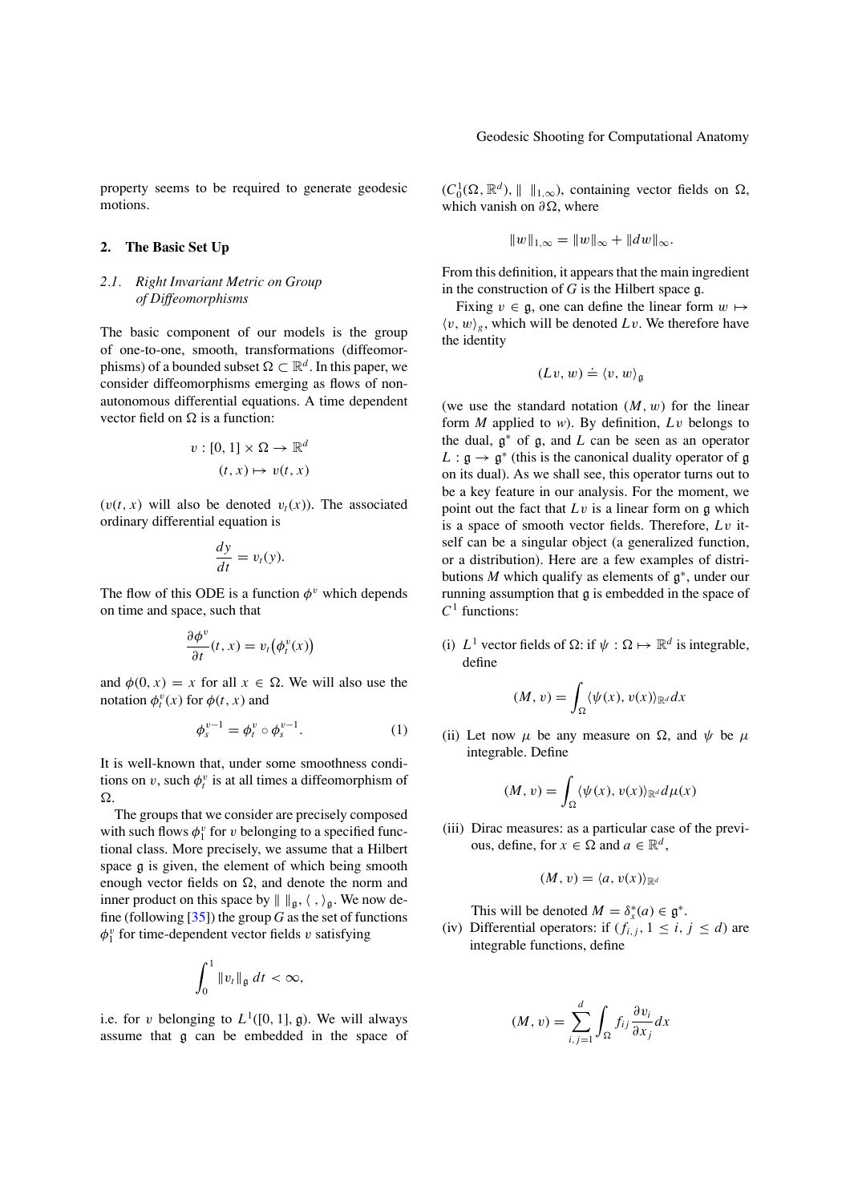property seems to be required to generate geodesic motions.

## 2. The Basic Set Up

### 2.1. *Right Invariant Metric on Group of Diffeomorphisms*

The basic component of our models is the group of one-to-one, smooth, transformations (diffeomorphisms) of a bounded subset $\Omega \subset \mathbb{R}^d$. In this paper, we consider diffeomorphisms emerging as flows of non-autonomous differential equations. A time dependent vector field on $\Omega$ is a function:

$$
\begin{aligned}
v : [0, 1] \times \Omega &\to \mathbb{R}^d \\
(t, x) &\mapsto v(t, x)
\end{aligned}
$$

($v(t, x)$ will also be denoted $v_t(x)$). The associated ordinary differential equation is

$$
\frac{dy}{dt} = v_t(y).
$$

The flow of this ODE is a function $\phi^v$ which depends on time and space, such that

$$
\frac{\partial \phi^v}{\partial t}(t, x) = v_t\big(\phi_t^v(x)\big)
$$

and $\phi(0, x) = x$ for all $x \in \Omega$. We will also use the notation $\phi_t^v(x)$ for $\phi(t, x)$ and

$$
\phi_s^{v-1} = \phi_t^v \circ \phi_s^{v-1}. \tag{1}
$$

It is well-known that, under some smoothness conditions on $v$, such $\phi_t^v$ is at all times a diffeomorphism of $\Omega$.

The groups that we consider are precisely composed with such flows $\phi_1^v$ for $v$ belonging to a specified functional class. More precisely, we assume that a Hilbert space $\mathfrak{g}$ is given, the element of which being smooth enough vector fields on $\Omega$, and denote the norm and inner product on this space by $\| \ \|_{\mathfrak{g}}, \langle \ , \ \rangle_{\mathfrak{g}}$. We now define (following [35]) the group $G$ as the set of functions $\phi_1^v$ for time-dependent vector fields $v$ satisfying

$$
\int_0^1 \|v_t\|_{\mathfrak{g}} \, dt < \infty,
$$

i.e. for $v$ belonging to $L^1([0, 1], \mathfrak{g})$. We will always assume that $\mathfrak{g}$ can be embedded in the space of $(C_0^1(\Omega, \mathbb{R}^d), \| \ \|_{1,\infty})$, containing vector fields on $\Omega$, which vanish on $\partial\Omega$, where

$$
\|w\|_{1,\infty} = \|w\|_\infty + \|dw\|_\infty.
$$

From this definition, it appears that the main ingredient in the construction of $G$ is the Hilbert space $\mathfrak{g}$.

Fixing $v \in \mathfrak{g}$, one can define the linear form $w \mapsto \langle v, w \rangle_g$, which will be denoted $Lv$. We therefore have the identity

$$
(Lv, w) \doteq \langle v, w \rangle_{\mathfrak{g}}
$$

(we use the standard notation $(M, w)$ for the linear form $M$ applied to $w$). By definition, $Lv$ belongs to the dual, $\mathfrak{g}^*$ of $\mathfrak{g}$, and $L$ can be seen as an operator $L : \mathfrak{g} \to \mathfrak{g}^*$ (this is the canonical duality operator of $\mathfrak{g}$ on its dual). As we shall see, this operator turns out to be a key feature in our analysis. For the moment, we point out the fact that $Lv$ is a linear form on $\mathfrak{g}$ which is a space of smooth vector fields. Therefore, $Lv$ itself can be a singular object (a generalized function, or a distribution). Here are a few examples of distributions $M$ which qualify as elements of $\mathfrak{g}^*$, under our running assumption that $\mathfrak{g}$ is embedded in the space of $C^1$ functions:

(i) $L^1$ vector fields of $\Omega$: if $\psi : \Omega \mapsto \mathbb{R}^d$ is integrable, define

$$
(M, v) = \int_\Omega \langle \psi(x), v(x) \rangle_{\mathbb{R}^d} dx
$$

(ii) Let now $\mu$ be any measure on $\Omega$, and $\psi$ be $\mu$ integrable. Define

$$
(M, v) = \int_\Omega \langle \psi(x), v(x) \rangle_{\mathbb{R}^d} d\mu(x)
$$

(iii) Dirac measures: as a particular case of the previous, define, for $x \in \Omega$ and $a \in \mathbb{R}^d$,

$$
(M, v) = \langle a, v(x) \rangle_{\mathbb{R}^d}
$$

This will be denoted $M = \delta_x^*(a) \in \mathfrak{g}^*$.

(iv) Differential operators: if $(f_{i,j}, 1 \leq i, j \leq d)$ are integrable functions, define

$$
(M, v) = \sum_{i,j=1}^d \int_\Omega f_{ij} \frac{\partial v_i}{\partial x_j} dx
$$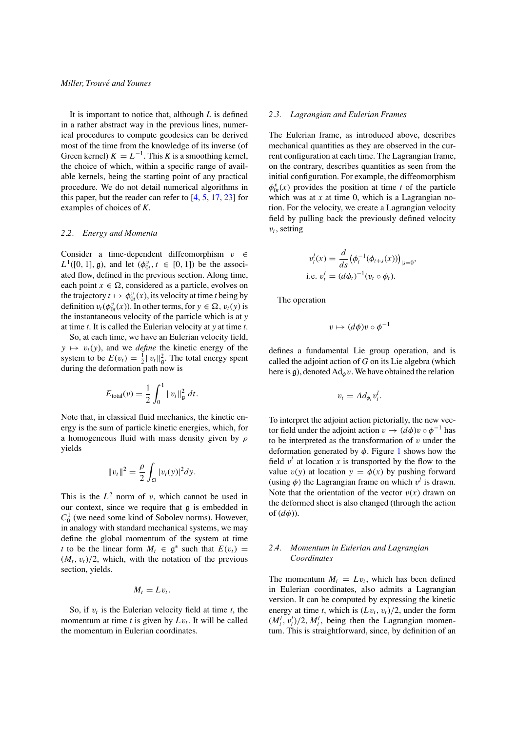It is important to notice that, although $L$ is defined in a rather abstract way in the previous lines, numerical procedures to compute geodesics can be derived most of the time from the knowledge of its inverse (of Green kernel) $K = L^{-1}$. This $K$ is a smoothing kernel, the choice of which, within a specific range of available kernels, being the starting point of any practical procedure. We do not detail numerical algorithms in this paper, but the reader can refer to [4, 5, 17, 23] for examples of choices of $K$.

### 2.2. Energy and Momenta

Consider a time-dependent diffeomorphism $v \in L^1([0,1], \mathfrak{g})$, and let $(\phi^v_{0t}, t \in [0,1])$ be the associated flow, defined in the previous section. Along time, each point $x \in \Omega$, considered as a particle, evolves on the trajectory $t \mapsto \phi^v_{0t}(x)$, its velocity at time $t$ being by definition $v_t(\phi^v_{0t}(x))$. In other terms, for $y \in \Omega$, $v_t(y)$ is the instantaneous velocity of the particle which is at $y$ at time $t$. It is called the Eulerian velocity at $y$ at time $t$.

So, at each time, we have an Eulerian velocity field, $y \mapsto v_t(y)$, and we *define* the kinetic energy of the system to be $E(v_t) = \frac{1}{2}\|v_t\|^2_{\mathfrak{g}}$. The total energy spent during the deformation path now is

$$E_{\text{total}}(v) = \frac{1}{2}\int_0^1 \|v_t\|^2_{\mathfrak{g}}\, dt.$$

Note that, in classical fluid mechanics, the kinetic energy is the sum of particle kinetic energies, which, for a homogeneous fluid with mass density given by $\rho$ yields

$$\|v_t\|^2 = \frac{\rho}{2}\int_\Omega |v_t(y)|^2 dy.$$

This is the $L^2$ norm of $v$, which cannot be used in our context, since we require that $\mathfrak{g}$ is embedded in $C^1_0$ (we need some kind of Sobolev norms). However, in analogy with standard mechanical systems, we may define the global momentum of the system at time $t$ to be the linear form $M_t \in \mathfrak{g}^*$ such that $E(v_t) = (M_t, v_t)/2$, which, with the notation of the previous section, yields.

$$M_t = L v_t.$$

So, if $v_t$ is the Eulerian velocity field at time $t$, the momentum at time $t$ is given by $L v_t$. It will be called the momentum in Eulerian coordinates.

### 2.3. Lagrangian and Eulerian Frames

The Eulerian frame, as introduced above, describes mechanical quantities as they are observed in the current configuration at each time. The Lagrangian frame, on the contrary, describes quantities as seen from the initial configuration. For example, the diffeomorphism $\phi^v_{0t}(x)$ provides the position at time $t$ of the particle which was at $x$ at time 0, which is a Lagrangian notion. For the velocity, we create a Lagrangian velocity field by pulling back the previously defined velocity $v_t$, setting

$$v^l_t(x) = \frac{d}{ds}\left(\phi_t^{-1}(\phi_{t+s}(x))\right)_{|s=0},$$
$$\text{i.e. } v^l_t = (d\phi_t)^{-1}(v_t \circ \phi_t).$$

The operation

$$v \mapsto (d\phi)v \circ \phi^{-1}$$

defines a fundamental Lie group operation, and is called the adjoint action of $G$ on its Lie algebra (which here is $\mathfrak{g}$), denoted $\mathrm{Ad}_\phi v$. We have obtained the relation

$$v_t = Ad_{\phi_t} v^l_t.$$

To interpret the adjoint action pictorially, the new vector field under the adjoint action $v \rightarrow (d\phi)v \circ \phi^{-1}$ has to be interpreted as the transformation of $v$ under the deformation generated by $\phi$. Figure 1 shows how the field $v^l$ at location $x$ is transported by the flow to the value $v(y)$ at location $y = \phi(x)$ by pushing forward (using $\phi$) the Lagrangian frame on which $v^l$ is drawn. Note that the orientation of the vector $v(x)$ drawn on the deformed sheet is also changed (through the action of $(d\phi)$).

### 2.4. Momentum in Eulerian and Lagrangian Coordinates

The momentum $M_t = L v_t$, which has been defined in Eulerian coordinates, also admits a Lagrangian version. It can be computed by expressing the kinetic energy at time $t$, which is $(Lv_t, v_t)/2$, under the form $(M^l_t, v^l_t)/2$, $M^l_t$, being then the Lagrangian momentum. This is straightforward, since, by definition of an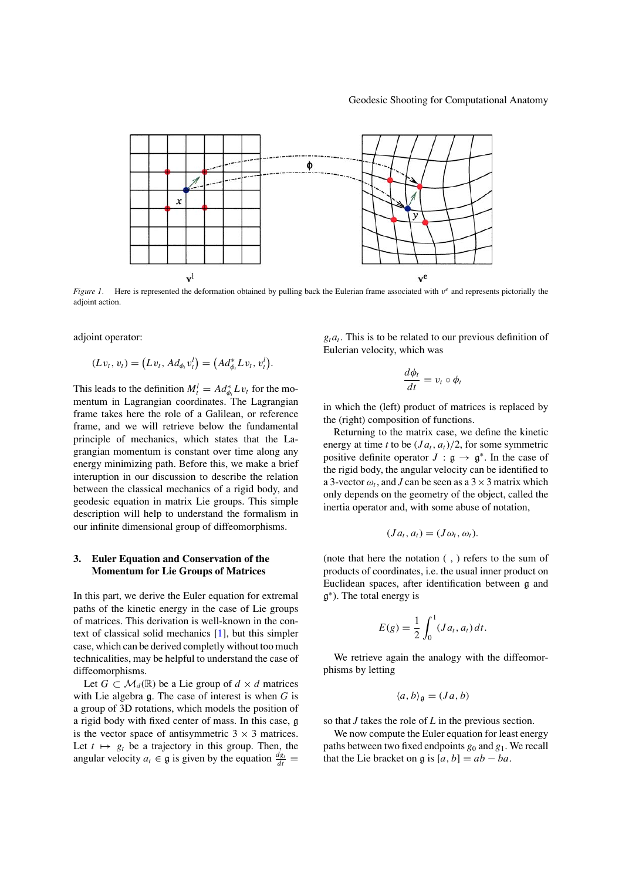*Figure 1.* Here is represented the deformation obtained by pulling back the Eulerian frame associated with $v^e$ and represents pictorially the adjoint action.

adjoint operator:

$$(Lv_t, v_t) = \left(Lv_t, Ad_{\phi_t} v_t^l\right) = \left(Ad_{\phi_t}^* Lv_t, v_t^l\right).$$

This leads to the definition $M_t^l = Ad_{\phi_t}^* Lv_t$ for the momentum in Lagrangian coordinates. The Lagrangian frame takes here the role of a Galilean, or reference frame, and we will retrieve below the fundamental principle of mechanics, which states that the Lagrangian momentum is constant over time along any energy minimizing path. Before this, we make a brief interuption in our discussion to describe the relation between the classical mechanics of a rigid body, and geodesic equation in matrix Lie groups. This simple description will help to understand the formalism in our infinite dimensional group of diffeomorphisms.

## 3. Euler Equation and Conservation of the Momentum for Lie Groups of Matrices

In this part, we derive the Euler equation for extremal paths of the kinetic energy in the case of Lie groups of matrices. This derivation is well-known in the context of classical solid mechanics [1], but this simpler case, which can be derived completly without too much technicalities, may be helpful to understand the case of diffeomorphisms.

Let $G \subset \mathcal{M}_d(\mathbb{R})$ be a Lie group of $d \times d$ matrices with Lie algebra $\mathfrak{g}$. The case of interest is when $G$ is a group of 3D rotations, which models the position of a rigid body with fixed center of mass. In this case, $\mathfrak{g}$ is the vector space of antisymmetric $3 \times 3$ matrices. Let $t \mapsto g_t$ be a trajectory in this group. Then, the angular velocity $a_t \in \mathfrak{g}$ is given by the equation $\frac{dg_t}{dt} = g_t a_t$. This is to be related to our previous definition of Eulerian velocity, which was

$$\frac{d\phi_t}{dt} = v_t \circ \phi_t$$

in which the (left) product of matrices is replaced by the (right) composition of functions.

Returning to the matrix case, we define the kinetic energy at time $t$ to be $(Ja_t, a_t)/2$, for some symmetric positive definite operator $J : \mathfrak{g} \to \mathfrak{g}^*$. In the case of the rigid body, the angular velocity can be identified to a 3-vector $\omega_t$, and $J$ can be seen as a $3 \times 3$ matrix which only depends on the geometry of the object, called the inertia operator and, with some abuse of notation,

$$(Ja_t, a_t) = (J\omega_t, \omega_t).$$

(note that here the notation ( , ) refers to the sum of products of coordinates, i.e. the usual inner product on Euclidean spaces, after identification between $\mathfrak{g}$ and $\mathfrak{g}^*$). The total energy is

$$E(g) = \frac{1}{2} \int_0^1 (Ja_t, a_t)\, dt.$$

We retrieve again the analogy with the diffeomorphisms by letting

$$\langle a, b \rangle_{\mathfrak{g}} = (Ja, b)$$

so that $J$ takes the role of $L$ in the previous section.

We now compute the Euler equation for least energy paths between two fixed endpoints $g_0$ and $g_1$. We recall that the Lie bracket on $\mathfrak{g}$ is $[a, b] = ab - ba$.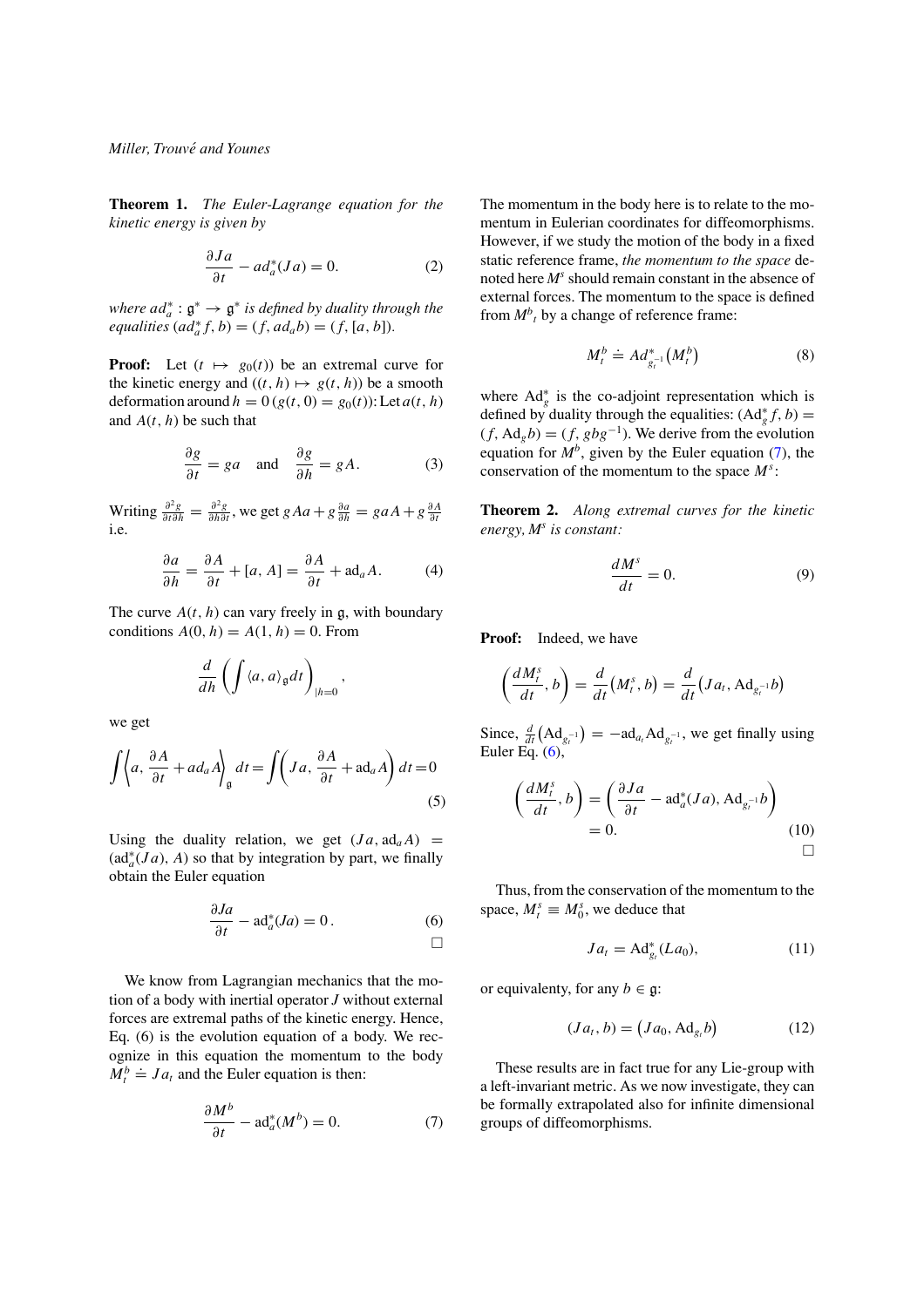**Theorem 1.** *The Euler-Lagrange equation for the kinetic energy is given by*

$$\frac{\partial Ja}{\partial t} - ad_a^*(Ja) = 0. \tag{2}$$

*where $ad_a^* : \mathfrak{g}^* \to \mathfrak{g}^*$ is defined by duality through the equalities $(ad_a^* f, b) = (f, ad_a b) = (f, [a, b])$.*

**Proof:** Let $(t \mapsto g_0(t))$ be an extremal curve for the kinetic energy and $((t, h) \mapsto g(t, h))$ be a smooth deformation around $h = 0$ $(g(t, 0) = g_0(t))$: Let $a(t, h)$ and $A(t, h)$ be such that

$$\frac{\partial g}{\partial t} = ga \quad \text{and} \quad \frac{\partial g}{\partial h} = gA. \tag{3}$$

Writing $\frac{\partial^2 g}{\partial t \partial h} = \frac{\partial^2 g}{\partial h \partial t}$, we get $gAa + g\frac{\partial a}{\partial h} = gaA + g\frac{\partial A}{\partial t}$ i.e.

$$\frac{\partial a}{\partial h} = \frac{\partial A}{\partial t} + [a, A] = \frac{\partial A}{\partial t} + \mathrm{ad}_a A. \tag{4}$$

The curve $A(t, h)$ can vary freely in $\mathfrak{g}$, with boundary conditions $A(0, h) = A(1, h) = 0$. From

$$\frac{d}{dh}\left(\int \langle a, a\rangle_{\mathfrak{g}} dt\right)_{|h=0},$$

we get

$$\int \left\langle a, \frac{\partial A}{\partial t} + ad_a A\right\rangle_{\mathfrak{g}} dt = \int \left(Ja, \frac{\partial A}{\partial t} + \mathrm{ad}_a A\right) dt = 0 \tag{5}$$

Using the duality relation, we get $(Ja, \mathrm{ad}_a A) = (\mathrm{ad}_a^*(Ja), A)$ so that by integration by part, we finally obtain the Euler equation

$$\frac{\partial Ja}{\partial t} - \mathrm{ad}_a^*(Ja) = 0\,. \tag{6}$$

□

We know from Lagrangian mechanics that the motion of a body with inertial operator $J$ without external forces are extremal paths of the kinetic energy. Hence, Eq. (6) is the evolution equation of a body. We recognize in this equation the momentum to the body $M_t^b \doteq Ja_t$ and the Euler equation is then:

$$\frac{\partial M^b}{\partial t} - \mathrm{ad}_a^*(M^b) = 0. \tag{7}$$

The momentum in the body here is to relate to the momentum in Eulerian coordinates for diffeomorphisms. However, if we study the motion of the body in a fixed static reference frame, *the momentum to the space* denoted here $M^s$ should remain constant in the absence of external forces. The momentum to the space is defined from $M^b{}_t$ by a change of reference frame:

$$M_t^b \doteq Ad_{g_t^{-1}}^*\left(M_t^b\right) \tag{8}$$

where $\mathrm{Ad}_g^*$ is the co-adjoint representation which is defined by duality through the equalities: $(\mathrm{Ad}_g^* f, b) = (f, \mathrm{Ad}_g b) = (f, gbg^{-1})$. We derive from the evolution equation for $M^b$, given by the Euler equation (7), the conservation of the momentum to the space $M^s$:

**Theorem 2.** *Along extremal curves for the kinetic energy, $M^s$ is constant:*

$$\frac{dM^s}{dt} = 0. \tag{9}$$

**Proof:** Indeed, we have

$$\left(\frac{dM_t^s}{dt}, b\right) = \frac{d}{dt}\left(M_t^s, b\right) = \frac{d}{dt}\left(Ja_t, \mathrm{Ad}_{g_t^{-1}} b\right)$$

Since, $\frac{d}{dt}\left(\mathrm{Ad}_{g_t^{-1}}\right) = -\mathrm{ad}_{a_t}\mathrm{Ad}_{g_t^{-1}}$, we get finally using Euler Eq. (6),

$$\left(\frac{dM_t^s}{dt}, b\right) = \left(\frac{\partial Ja}{\partial t} - \mathrm{ad}_a^*(Ja), \mathrm{Ad}_{g_t^{-1}} b\right) = 0. \tag{10}$$

□

Thus, from the conservation of the momentum to the space, $M_t^s \equiv M_0^s$, we deduce that

$$Ja_t = \mathrm{Ad}_{g_t}^*(La_0), \tag{11}$$

or equivalenty, for any $b \in \mathfrak{g}$:

$$(Ja_t, b) = \left(Ja_0, \mathrm{Ad}_{g_t} b\right) \tag{12}$$

These results are in fact true for any Lie-group with a left-invariant metric. As we now investigate, they can be formally extrapolated also for infinite dimensional groups of diffeomorphisms.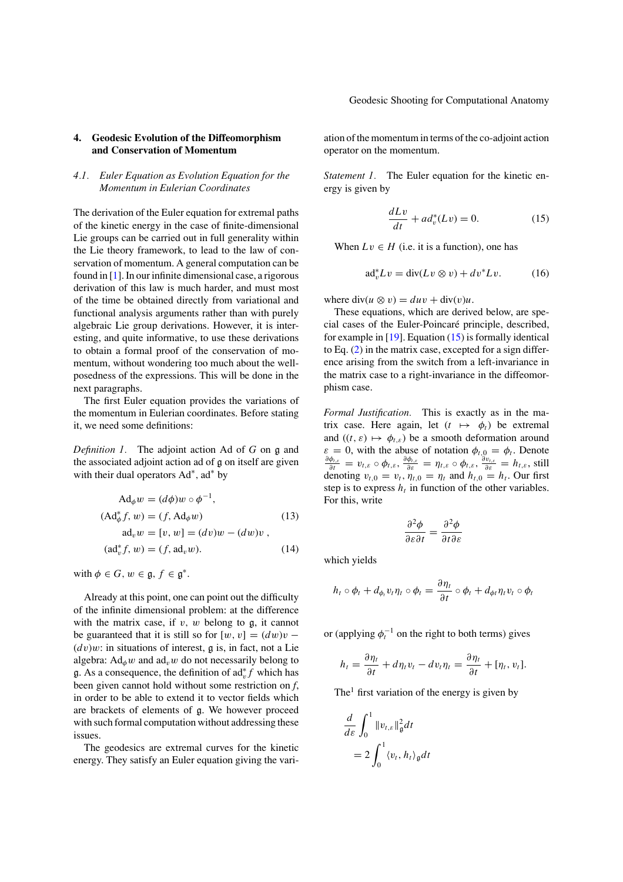## 4. Geodesic Evolution of the Diffeomorphism and Conservation of Momentum

### 4.1. Euler Equation as Evolution Equation for the Momentum in Eulerian Coordinates

The derivation of the Euler equation for extremal paths of the kinetic energy in the case of finite-dimensional Lie groups can be carried out in full generality within the Lie theory framework, to lead to the law of conservation of momentum. A general computation can be found in [1]. In our infinite dimensional case, a rigorous derivation of this law is much harder, and must most of the time be obtained directly from variational and functional analysis arguments rather than with purely algebraic Lie group derivations. However, it is interesting, and quite informative, to use these derivations to obtain a formal proof of the conservation of momentum, without wondering too much about the well-posedness of the expressions. This will be done in the next paragraphs.

The first Euler equation provides the variations of the momentum in Eulerian coordinates. Before stating it, we need some definitions:

*Definition 1.* The adjoint action Ad of $G$ on $\mathfrak{g}$ and the associated adjoint action ad of $\mathfrak{g}$ on itself are given with their dual operators $\mathrm{Ad}^*$, $\mathrm{ad}^*$ by

$$
\begin{aligned}
\mathrm{Ad}_\phi w &= (d\phi)w \circ \phi^{-1}, \\
(\mathrm{Ad}_\phi^* f, w) &= (f, \mathrm{Ad}_\phi w) \qquad (13)\\
\mathrm{ad}_v w &= [v, w] = (dv)w - (dw)v\ , \\
(\mathrm{ad}_v^* f, w) &= (f, \mathrm{ad}_v w). \qquad (14)
\end{aligned}
$$

with $\phi \in G$, $w \in \mathfrak{g}$, $f \in \mathfrak{g}^*$.

Already at this point, one can point out the difficulty of the infinite dimensional problem: at the difference with the matrix case, if $v$, $w$ belong to $\mathfrak{g}$, it cannot be guaranteed that it is still so for $[w, v] = (dw)v - (dv)w$: in situations of interest, $\mathfrak{g}$ is, in fact, not a Lie algebra: $\mathrm{Ad}_\phi w$ and $\mathrm{ad}_v w$ do not necessarily belong to $\mathfrak{g}$. As a consequence, the definition of $\mathrm{ad}_v^* f$ which has been given cannot hold without some restriction on $f$, in order to be able to extend it to vector fields which are brackets of elements of $\mathfrak{g}$. We however proceed with such formal computation without addressing these issues.

The geodesics are extremal curves for the kinetic energy. They satisfy an Euler equation giving the variation of the momentum in terms of the co-adjoint action operator on the momentum.

*Statement 1.* The Euler equation for the kinetic energy is given by

$$
\frac{dLv}{dt} + ad_v^*(Lv) = 0. \qquad (15)
$$

When $Lv \in H$ (i.e. it is a function), one has

$$
\mathrm{ad}_v^* Lv = \mathrm{div}(Lv \otimes v) + dv^* Lv. \qquad (16)
$$

where $\mathrm{div}(u \otimes v) = duv + \mathrm{div}(v)u$.

These equations, which are derived below, are special cases of the Euler-Poincaré principle, described, for example in [19]. Equation (15) is formally identical to Eq. (2) in the matrix case, excepted for a sign difference arising from the switch from a left-invariance in the matrix case to a right-invariance in the diffeomorphism case.

*Formal Justification.* This is exactly as in the matrix case. Here again, let $(t \mapsto \phi_t)$ be extremal and $((t, \varepsilon) \mapsto \phi_{t,\varepsilon})$ be a smooth deformation around $\varepsilon = 0$, with the abuse of notation $\phi_{t,0} = \phi_t$. Denote $\frac{\partial \phi_{t,\varepsilon}}{\partial t} = v_{t,\varepsilon} \circ \phi_{t,\varepsilon}$, $\frac{\partial \phi_{t,\varepsilon}}{\partial \varepsilon} = \eta_{t,\varepsilon} \circ \phi_{t,\varepsilon}$, $\frac{\partial v_{t,\varepsilon}}{\partial \varepsilon} = h_{t,\varepsilon}$, still denoting $v_{t,0} = v_t$, $\eta_{t,0} = \eta_t$ and $h_{t,0} = h_t$. Our first step is to express $h_t$ in function of the other variables. For this, write

$$
\frac{\partial^2 \phi}{\partial \varepsilon \partial t} = \frac{\partial^2 \phi}{\partial t \partial \varepsilon}
$$

which yields

$$
h_t \circ \phi_t + d_{\phi_t} v_t \eta_t \circ \phi_t = \frac{\partial \eta_t}{\partial t} \circ \phi_t + d_{\phi t} \eta_t v_t \circ \phi_t
$$

or (applying $\phi_t^{-1}$ on the right to both terms) gives

$$
h_t = \frac{\partial \eta_t}{\partial t} + d\eta_t v_t - dv_t \eta_t = \frac{\partial \eta_t}{\partial t} + [\eta_t, v_t].
$$

The[1] first variation of the energy is given by

$$
\begin{aligned}
&\frac{d}{d\varepsilon} \int_0^1 \|v_{t,\varepsilon}\|_{\mathfrak{g}}^2 dt \\
&\quad = 2 \int_0^1 \langle v_t, h_t \rangle_{\mathfrak{g}} dt
\end{aligned}
$$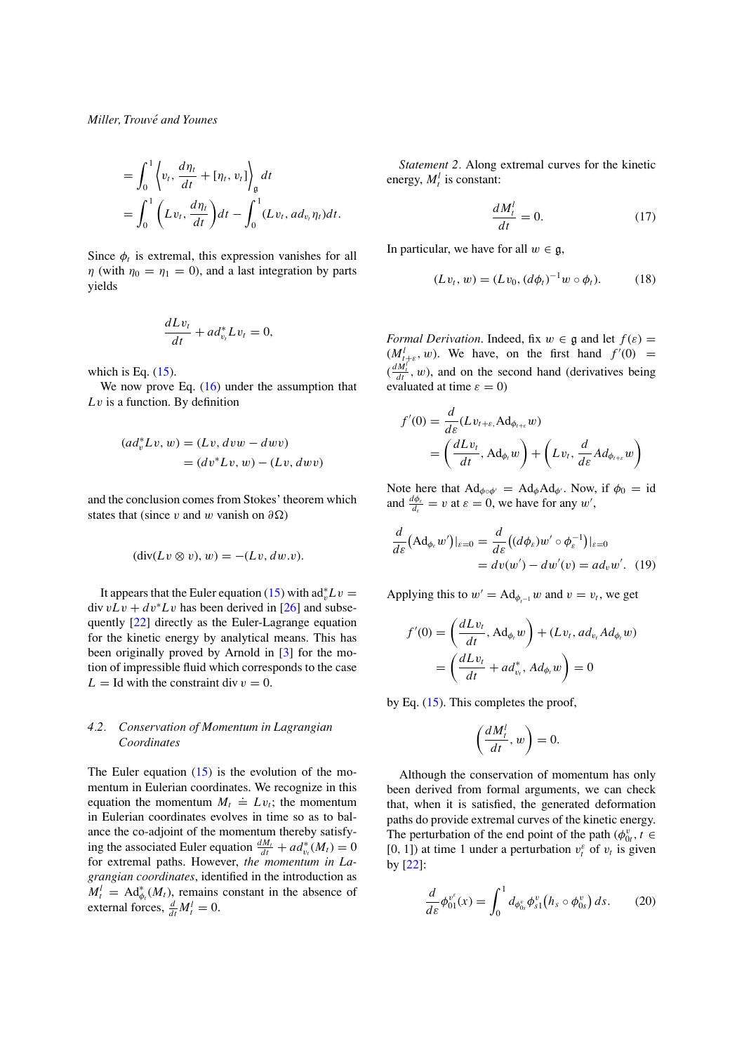$$
= \int_0^1 \left\langle v_t, \frac{d\eta_t}{dt} + [\eta_t, v_t] \right\rangle_{\mathfrak{g}} dt
$$

$$
= \int_0^1 \left( Lv_t, \frac{d\eta_t}{dt} \right) dt - \int_0^1 (Lv_t, ad_{v_t}\eta_t) dt.
$$

Since $\phi_t$ is extremal, this expression vanishes for all $\eta$ (with $\eta_0 = \eta_1 = 0$), and a last integration by parts yields

$$
\frac{dLv_t}{dt} + ad^*_{v_t} Lv_t = 0,
$$

which is Eq. (15).

We now prove Eq. (16) under the assumption that $Lv$ is a function. By definition

$$
\begin{aligned}
(ad^*_v Lv, w) &= (Lv, dvw - dwv) \\
&= (dv^* Lv, w) - (Lv, dwv)
\end{aligned}
$$

and the conclusion comes from Stokes' theorem which states that (since $v$ and $w$ vanish on $\partial\Omega$)

$$
(\text{div}(Lv \otimes v), w) = -(Lv, dw.v).
$$

It appears that the Euler equation (15) with $\text{ad}^*_v Lv = \text{div}\, vLv + dv^* Lv$ has been derived in [26] and subsequently [22] directly as the Euler-Lagrange equation for the kinetic energy by analytical means. This has been originally proved by Arnold in [3] for the motion of impressible fluid which corresponds to the case $L = \text{Id}$ with the constraint $\text{div}\, v = 0$.

### 4.2. Conservation of Momentum in Lagrangian Coordinates

The Euler equation (15) is the evolution of the momentum in Eulerian coordinates. We recognize in this equation the momentum $M_t \doteq Lv_t$; the momentum in Eulerian coordinates evolves in time so as to balance the co-adjoint of the momentum thereby satisfying the associated Euler equation $\frac{dM_t}{dt} + ad^*_{v_t}(M_t) = 0$ for extremal paths. However, *the momentum in Lagrangian coordinates*, identified in the introduction as $M^l_t = \text{Ad}^*_{\phi_t}(M_t)$, remains constant in the absence of external forces, $\frac{d}{dt} M^l_t = 0$.

*Statement 2*. Along extremal curves for the kinetic energy, $M^l_t$ is constant:

$$
\frac{dM^l_t}{dt} = 0. \tag{17}
$$

In particular, we have for all $w \in \mathfrak{g}$,

$$
(Lv_t, w) = (Lv_0, (d\phi_t)^{-1} w \circ \phi_t). \tag{18}
$$

*Formal Derivation*. Indeed, fix $w \in \mathfrak{g}$ and let $f(\varepsilon) = (M^l_{t+\varepsilon}, w)$. We have, on the first hand $f'(0) = (\frac{dM^l_t}{dt}, w)$, and on the second hand (derivatives being evaluated at time $\varepsilon = 0$)

$$
\begin{aligned}
f'(0) &= \frac{d}{d\varepsilon}(Lv_{t+\varepsilon}, \text{Ad}_{\phi_{t+\varepsilon}} w) \\
&= \left( \frac{dLv_t}{dt}, \text{Ad}_{\phi_t} w \right) + \left( Lv_t, \frac{d}{d\varepsilon} Ad_{\phi_{t+\varepsilon}} w \right)
\end{aligned}
$$

Note here that $\text{Ad}_{\phi \circ \phi'} = \text{Ad}_\phi \text{Ad}_{\phi'}$. Now, if $\phi_0 = \text{id}$ and $\frac{d\phi_\varepsilon}{d_\varepsilon} = v$ at $\varepsilon = 0$, we have for any $w'$,

$$
\begin{aligned}
\frac{d}{d\varepsilon}\big(\text{Ad}_{\phi_\varepsilon} w'\big)|_{\varepsilon=0} &= \frac{d}{d\varepsilon}\big((d\phi_\varepsilon) w' \circ \phi_\varepsilon^{-1}\big)|_{\varepsilon=0} \\
&= dv(w') - dw'(v) = ad_v w'.
\end{aligned} \tag{19}
$$

Applying this to $w' = \text{Ad}_{\phi_t^{-1}} w$ and $v = v_t$, we get

$$
\begin{aligned}
f'(0) &= \left( \frac{dLv_t}{dt}, \text{Ad}_{\phi_t} w \right) + (Lv_t, ad_{v_t} Ad_{\phi_t} w) \\
&= \left( \frac{dLv_t}{dt} + ad^*_{v_t}, Ad_{\phi_t} w \right) = 0
\end{aligned}
$$

by Eq. (15). This completes the proof,

$$
\left( \frac{dM^l_t}{dt}, w \right) = 0.
$$

Although the conservation of momentum has only been derived from formal arguments, we can check that, when it is satisfied, the generated deformation paths do provide extremal curves of the kinetic energy. The perturbation of the end point of the path $(\phi^v_{0t}, t \in [0, 1])$ at time 1 under a perturbation $v^\varepsilon_t$ of $v_t$ is given by [22]:

$$
\frac{d}{d\varepsilon} \phi^{v^\varepsilon}_{01}(x) = \int_0^1 d_{\phi^v_{0s}} \phi^v_{s1}\big(h_s \circ \phi^v_{0s}\big)\, ds. \tag{20}
$$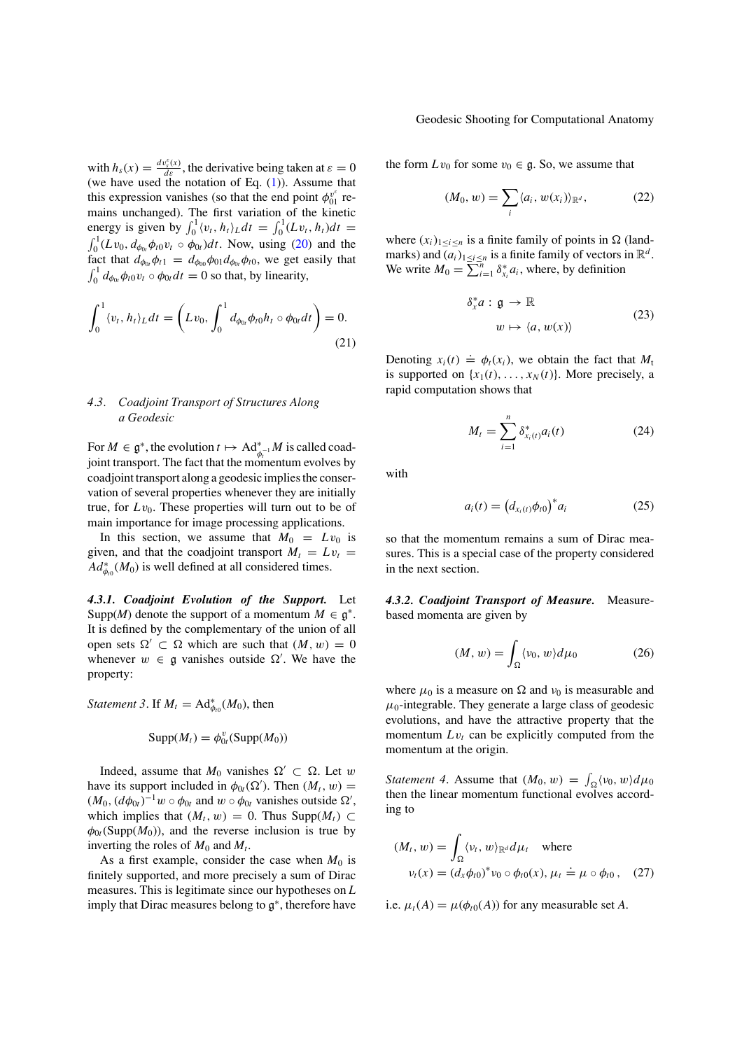with $h_s(x) = \frac{dv_s^\varepsilon(x)}{d\varepsilon}$, the derivative being taken at $\varepsilon = 0$ (we have used the notation of Eq. (1)). Assume that this expression vanishes (so that the end point $\phi_{01}^{v^\varepsilon}$ remains unchanged). The first variation of the kinetic energy is given by $\int_0^1 \langle v_t, h_t\rangle_L dt = \int_0^1 (Lv_t, h_t)dt = \int_0^1 (Lv_0, d_{\phi_{0t}}\phi_{t0} v_t \circ \phi_{0t})dt$. Now, using (20) and the fact that $d_{\phi_{0t}}\phi_{t1} = d_{\phi_{00}}\phi_{01} d_{\phi_{0t}}\phi_{t0}$, we get easily that $\int_0^1 d_{\phi_{0t}}\phi_{t0} v_t \circ \phi_{0t} dt = 0$ so that, by linearity,

$$
\int_0^1 \langle v_t, h_t\rangle_L dt = \left( Lv_0, \int_0^1 d_{\phi_{0t}}\phi_{t0} h_t \circ \phi_{0t} dt \right) = 0. \tag{21}
$$

### 4.3. Coadjoint Transport of Structures Along a Geodesic

For $M \in \mathfrak{g}^*$, the evolution $t \mapsto \mathrm{Ad}^*_{\phi_t^{-1}} M$ is called coadjoint transport. The fact that the momentum evolves by coadjoint transport along a geodesic implies the conservation of several properties whenever they are initially true, for $Lv_0$. These properties will turn out to be of main importance for image processing applications.

In this section, we assume that $M_0 = Lv_0$ is given, and that the coadjoint transport $M_t = Lv_t = Ad^*_{\phi_{t0}}(M_0)$ is well defined at all considered times.

**4.3.1. Coadjoint Evolution of the Support.** Let $\mathrm{Supp}(M)$ denote the support of a momentum $M \in \mathfrak{g}^*$. It is defined by the complementary of the union of all open sets $\Omega' \subset \Omega$ which are such that $(M, w) = 0$ whenever $w \in \mathfrak{g}$ vanishes outside $\Omega'$. We have the property:

*Statement 3*. If $M_t = \mathrm{Ad}^*_{\phi_{t0}}(M_0)$, then

$$
\mathrm{Supp}(M_t) = \phi^v_{0t}(\mathrm{Supp}(M_0))
$$

Indeed, assume that $M_0$ vanishes $\Omega' \subset \Omega$. Let $w$ have its support included in $\phi_{0t}(\Omega')$. Then $(M_t, w) = (M_0, (d\phi_{0t})^{-1} w \circ \phi_{0t}$ and $w \circ \phi_{0t}$ vanishes outside $\Omega'$, which implies that $(M_t, w) = 0$. Thus $\mathrm{Supp}(M_t) \subset \phi_{0t}(\mathrm{Supp}(M_0))$, and the reverse inclusion is true by inverting the roles of $M_0$ and $M_t$.

As a first example, consider the case when $M_0$ is finitely supported, and more precisely a sum of Dirac measures. This is legitimate since our hypotheses on $L$ imply that Dirac measures belong to $\mathfrak{g}^*$, therefore have the form $Lv_0$ for some $v_0 \in \mathfrak{g}$. So, we assume that

$$
(M_0, w) = \sum_i \langle a_i, w(x_i)\rangle_{\mathbb{R}^d}, \tag{22}
$$

where $(x_i)_{1\le i\le n}$ is a finite family of points in $\Omega$ (landmarks) and $(a_i)_{1\le i\le n}$ is a finite family of vectors in $\mathbb{R}^d$. We write $M_0 = \sum_{i=1}^n \delta^*_{x_i} a_i$, where, by definition

$$
\begin{aligned}
\delta^*_x a : \mathfrak{g} &\to \mathbb{R} \\
w &\mapsto \langle a, w(x)\rangle
\end{aligned} \tag{23}
$$

Denoting $x_i(t) \doteq \phi_t(x_i)$, we obtain the fact that $M_t$ is supported on $\{x_1(t), \ldots, x_N(t)\}$. More precisely, a rapid computation shows that

$$
M_t = \sum_{i=1}^n \delta^*_{x_i(t)} a_i(t) \tag{24}
$$

with

$$
a_i(t) = \left(d_{x_i(t)}\phi_{t0}\right)^* a_i \tag{25}
$$

so that the momentum remains a sum of Dirac measures. This is a special case of the property considered in the next section.

**4.3.2. Coadjoint Transport of Measure.** Measure-based momenta are given by

$$
(M, w) = \int_\Omega \langle v_0, w\rangle d\mu_0 \tag{26}
$$

where $\mu_0$ is a measure on $\Omega$ and $v_0$ is measurable and $\mu_0$-integrable. They generate a large class of geodesic evolutions, and have the attractive property that the momentum $Lv_t$ can be explicitly computed from the momentum at the origin.

*Statement 4*. Assume that $(M_0, w) = \int_\Omega \langle v_0, w\rangle d\mu_0$ then the linear momentum functional evolves according to

$$
\begin{aligned}
(M_t, w) &= \int_\Omega \langle v_t, w\rangle_{\mathbb{R}^d} d\mu_t \quad \text{where} \\
v_t(x) &= (d_x\phi_{t0})^* v_0 \circ \phi_{t0}(x), \, \mu_t \doteq \mu \circ \phi_{t0}\,,
\end{aligned} \tag{27}
$$

i.e. $\mu_t(A) = \mu(\phi_{t0}(A))$ for any measurable set $A$.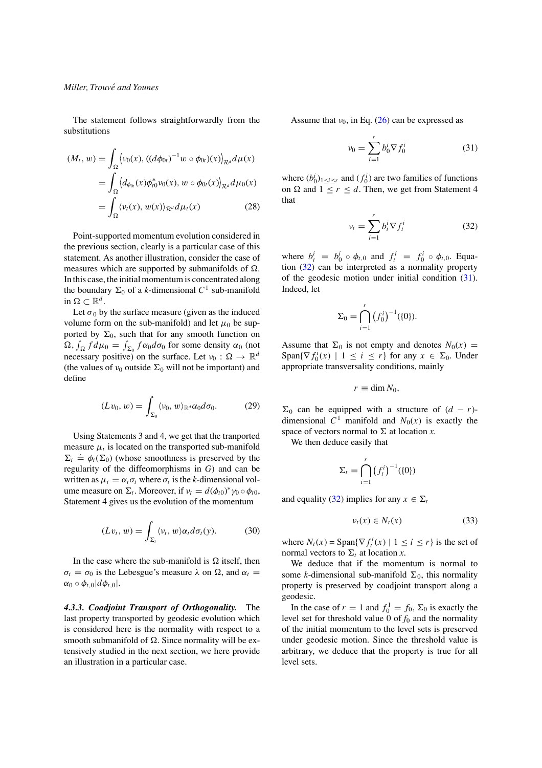The statement follows straightforwardly from the substitutions

$$
\begin{aligned}
(M_t, w) &= \int_\Omega \left\langle v_0(x), ((d\phi_{0t})^{-1} w \circ \phi_{0t})(x)\right\rangle_{\mathcal{R}^d} d\mu(x) \\
&= \int_\Omega \left\langle d_{\phi_{0t}}(x)\phi_{t0}^* v_0(x), w \circ \phi_{0t}(x)\right\rangle_{\mathcal{R}^d} d\mu_0(x) \\
&= \int_\Omega \langle v_t(x), w(x)\rangle_{\mathcal{R}^d} d\mu_t(x) \qquad (28)
\end{aligned}
$$

Point-supported momentum evolution considered in the previous section, clearly is a particular case of this statement. As another illustration, consider the case of measures which are supported by submanifolds of $\Omega$. In this case, the initial momentum is concentrated along the boundary $\Sigma_0$ of a $k$-dimensional $C^1$ sub-manifold in $\Omega \subset \mathbb{R}^d$.

Let $\sigma_0$ by the surface measure (given as the induced volume form on the sub-manifold) and let $\mu_0$ be supported by $\Sigma_0$, such that for any smooth function on $\Omega$, $\int_\Omega f d\mu_0 = \int_{\Sigma_0} f\alpha_0 d\sigma_0$ for some density $\alpha_0$ (not necessary positive) on the surface. Let $v_0 : \Omega \to \mathbb{R}^d$ (the values of $v_0$ outside $\Sigma_0$ will not be important) and define

$$
(Lv_0, w) = \int_{\Sigma_0} \langle v_0, w\rangle_{\mathbb{R}^d} \alpha_0 d\sigma_0. \qquad (29)
$$

Using Statements 3 and 4, we get that the tranported measure $\mu_t$ is located on the transported sub-manifold $\Sigma_t \doteq \phi_t(\Sigma_0)$ (whose smoothness is preserved by the regularity of the diffeomorphisms in $G$) and can be written as $\mu_t = \alpha_t \sigma_t$ where $\sigma_t$ is the $k$-dimensional volume measure on $\Sigma_t$. Moreover, if $v_t = d(\phi_{t0})^* \gamma_0 \circ \phi_{t0}$, Statement 4 gives us the evolution of the momentum

$$
(Lv_t, w) = \int_{\Sigma_t} \langle v_t, w\rangle \alpha_t d\sigma_t(y). \qquad (30)
$$

In the case where the sub-manifold is $\Omega$ itself, then $\sigma_t = \sigma_0$ is the Lebesgue's measure $\lambda$ on $\Omega$, and $\alpha_t = \alpha_0 \circ \phi_{t,0} |d\phi_{t,0}|$.

*4.3.3. Coadjoint Transport of Orthogonality.* The last property transported by geodesic evolution which is considered here is the normality with respect to a smooth submanifold of $\Omega$. Since normality will be extensively studied in the next section, we here provide an illustration in a particular case.

Assume that $v_0$, in Eq. (26) can be expressed as

$$
v_0 = \sum_{i=1}^r b_0^i \nabla f_0^i \qquad (31)
$$

where $(b_0^i)_{1\le i\le r}$ and $(f_0^i)$ are two families of functions on $\Omega$ and $1 \le r \le d$. Then, we get from Statement 4 that

$$
v_t = \sum_{i=1}^r b_t^i \nabla f_t^i \qquad (32)
$$

where $b_t^i = b_0^i \circ \phi_{t,0}$ and $f_t^i = f_0^i \circ \phi_{t,0}$. Equation (32) can be interpreted as a normality property of the geodesic motion under initial condition (31). Indeed, let

$$
\Sigma_0 = \bigcap_{i=1}^r \left(f_0^i\right)^{-1}(\{0\}).
$$

Assume that $\Sigma_0$ is not empty and denotes $N_0(x) = \text{Span}\{\nabla f_0^i(x) \mid 1 \le i \le r\}$ for any $x \in \Sigma_0$. Under appropriate transversality conditions, mainly

$$
r \equiv \dim N_0,
$$

$\Sigma_0$ can be equipped with a structure of $(d-r)$-dimensional $C^1$ manifold and $N_0(x)$ is exactly the space of vectors normal to $\Sigma$ at location $x$.

We then deduce easily that

$$
\Sigma_t = \bigcap_{i=1}^r \left(f_t^i\right)^{-1}(\{0\})
$$

and equality (32) implies for any $x \in \Sigma_t$

$$
v_t(x) \in N_t(x) \qquad (33)
$$

where $N_t(x) = \text{Span}\{\nabla f_t^i(x) \mid 1 \le i \le r\}$ is the set of normal vectors to $\Sigma_t$ at location $x$.

We deduce that if the momentum is normal to some $k$-dimensional sub-manifold $\Sigma_0$, this normality property is preserved by coadjoint transport along a geodesic.

In the case of $r = 1$ and $f_0^1 = f_0$, $\Sigma_0$ is exactly the level set for threshold value 0 of $f_0$ and the normality of the initial momentum to the level sets is preserved under geodesic motion. Since the threshold value is arbitrary, we deduce that the property is true for all level sets.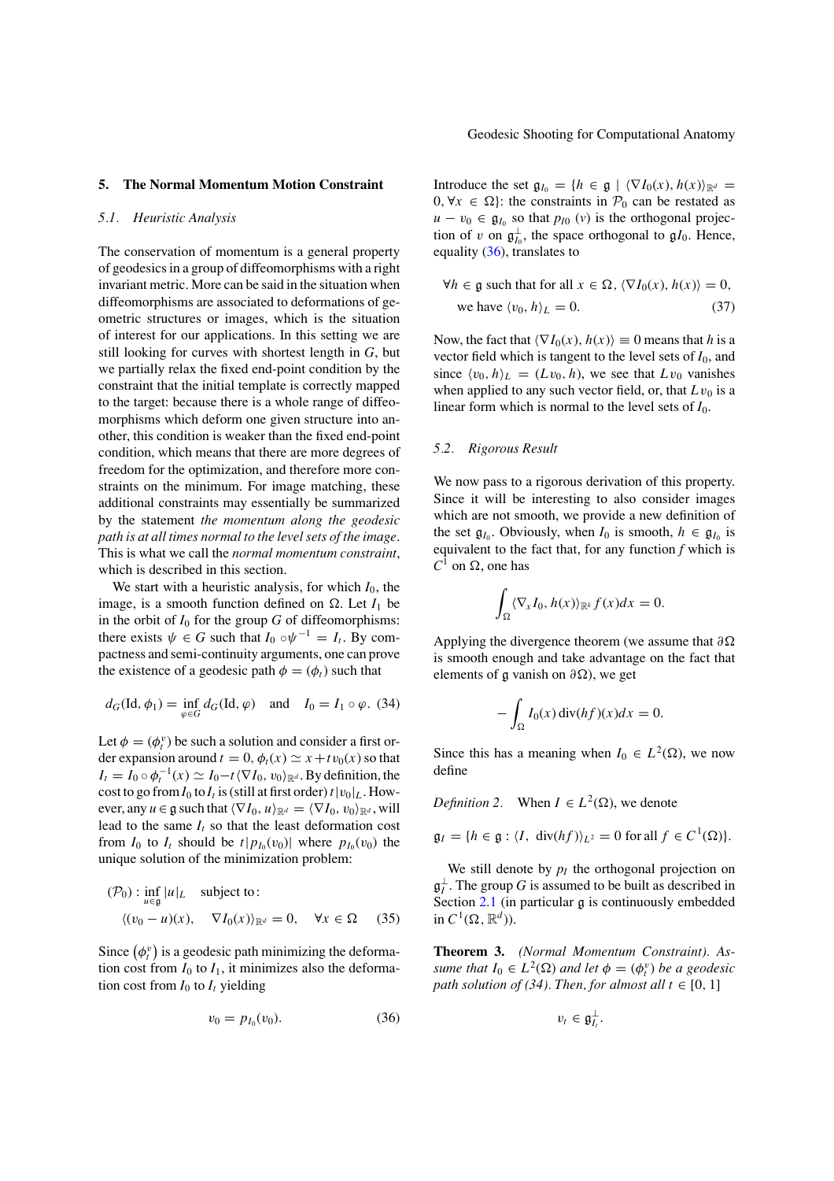## 5. The Normal Momentum Motion Constraint

### 5.1. Heuristic Analysis

The conservation of momentum is a general property of geodesics in a group of diffeomorphisms with a right invariant metric. More can be said in the situation when diffeomorphisms are associated to deformations of geometric structures or images, which is the situation of interest for our applications. In this setting we are still looking for curves with shortest length in $G$, but we partially relax the fixed end-point condition by the constraint that the initial template is correctly mapped to the target: because there is a whole range of diffeomorphisms which deform one given structure into another, this condition is weaker than the fixed end-point condition, which means that there are more degrees of freedom for the optimization, and therefore more constraints on the minimum. For image matching, these additional constraints may essentially be summarized by the statement *the momentum along the geodesic path is at all times normal to the level sets of the image*. This is what we call the *normal momentum constraint*, which is described in this section.

We start with a heuristic analysis, for which $I_0$, the image, is a smooth function defined on $\Omega$. Let $I_1$ be in the orbit of $I_0$ for the group $G$ of diffeomorphisms: there exists $\psi \in G$ such that $I_0 \circ \psi^{-1} = I_t$. By compactness and semi-continuity arguments, one can prove the existence of a geodesic path $\phi = (\phi_t)$ such that

$$d_G(\mathrm{Id}, \phi_1) = \inf_{\varphi \in G} d_G(\mathrm{Id}, \varphi) \quad \text{and} \quad I_0 = I_1 \circ \varphi. \tag{34}$$

Let $\phi = (\phi_t^v)$ be such a solution and consider a first order expansion around $t = 0$, $\phi_t(x) \simeq x + t v_0(x)$ so that $I_t = I_0 \circ \phi_t^{-1}(x) \simeq I_0 - t \langle \nabla I_0, v_0 \rangle_{\mathbb{R}^d}$. By definition, the cost to go from $I_0$ to $I_t$ is (still at first order) $t|v_0|_L$. However, any $u \in \mathfrak{g}$ such that $\langle \nabla I_0, u \rangle_{\mathbb{R}^d} = \langle \nabla I_0, v_0 \rangle_{\mathbb{R}^d}$, will lead to the same $I_t$ so that the least deformation cost from $I_0$ to $I_t$ should be $t|p_{I_0}(v_0)|$ where $p_{I_0}(v_0)$ the unique solution of the minimization problem:

$$(\mathcal{P}_0) : \inf_{u \in \mathfrak{g}} |u|_L \quad \text{subject to:}$$
$$\langle (v_0 - u)(x), \quad \nabla I_0(x) \rangle_{\mathbb{R}^d} = 0, \quad \forall x \in \Omega \tag{35}$$

Since $(\phi_t^v)$ is a geodesic path minimizing the deformation cost from $I_0$ to $I_1$, it minimizes also the deformation cost from $I_0$ to $I_t$ yielding

$$v_0 = p_{I_0}(v_0). \tag{36}$$

Introduce the set $\mathfrak{g}_{I_0} = \{h \in \mathfrak{g} \mid \langle \nabla I_0(x), h(x) \rangle_{\mathbb{R}^d} = 0, \forall x \in \Omega\}$: the constraints in $\mathcal{P}_0$ can be restated as $u - v_0 \in \mathfrak{g}_{I_0}$ so that $p_{I0}(v)$ is the orthogonal projection of $v$ on $\mathfrak{g}_{I_0}^\perp$, the space orthogonal to $\mathfrak{g}I_0$. Hence, equality (36), translates to

$$\forall h \in \mathfrak{g} \text{ such that for all } x \in \Omega, \langle \nabla I_0(x), h(x) \rangle = 0,$$
$$\text{we have } \langle v_0, h \rangle_L = 0. \tag{37}$$

Now, the fact that $\langle \nabla I_0(x), h(x) \rangle \equiv 0$ means that $h$ is a vector field which is tangent to the level sets of $I_0$, and since $\langle v_0, h \rangle_L = (Lv_0, h)$, we see that $Lv_0$ vanishes when applied to any such vector field, or, that $Lv_0$ is a linear form which is normal to the level sets of $I_0$.

### 5.2. Rigorous Result

We now pass to a rigorous derivation of this property. Since it will be interesting to also consider images which are not smooth, we provide a new definition of the set $\mathfrak{g}_{I_0}$. Obviously, when $I_0$ is smooth, $h \in \mathfrak{g}_{I_0}$ is equivalent to the fact that, for any function $f$ which is $C^1$ on $\Omega$, one has

$$\int_\Omega \langle \nabla_x I_0, h(x) \rangle_{\mathbb{R}^k} f(x) dx = 0.$$

Applying the divergence theorem (we assume that $\partial\Omega$ is smooth enough and take advantage on the fact that elements of $\mathfrak{g}$ vanish on $\partial\Omega$), we get

$$-\int_\Omega I_0(x) \operatorname{div}(hf)(x) dx = 0.$$

Since this has a meaning when $I_0 \in L^2(\Omega)$, we now define

*Definition 2.* When $I \in L^2(\Omega)$, we denote

$$\mathfrak{g}_I = \{h \in \mathfrak{g} : \langle I, \operatorname{div}(hf) \rangle_{L^2} = 0 \text{ for all } f \in C^1(\Omega)\}.$$

We still denote by $p_I$ the orthogonal projection on $\mathfrak{g}_I^\perp$. The group $G$ is assumed to be built as described in Section 2.1 (in particular $\mathfrak{g}$ is continuously embedded in $C^1(\Omega, \mathbb{R}^d)$).

**Theorem 3.** *(Normal Momentum Constraint). Assume that $I_0 \in L^2(\Omega)$ and let $\phi = (\phi_t^v)$ be a geodesic path solution of (34). Then, for almost all $t \in [0, 1]$*

$$v_t \in \mathfrak{g}_{I_t}^\perp.$$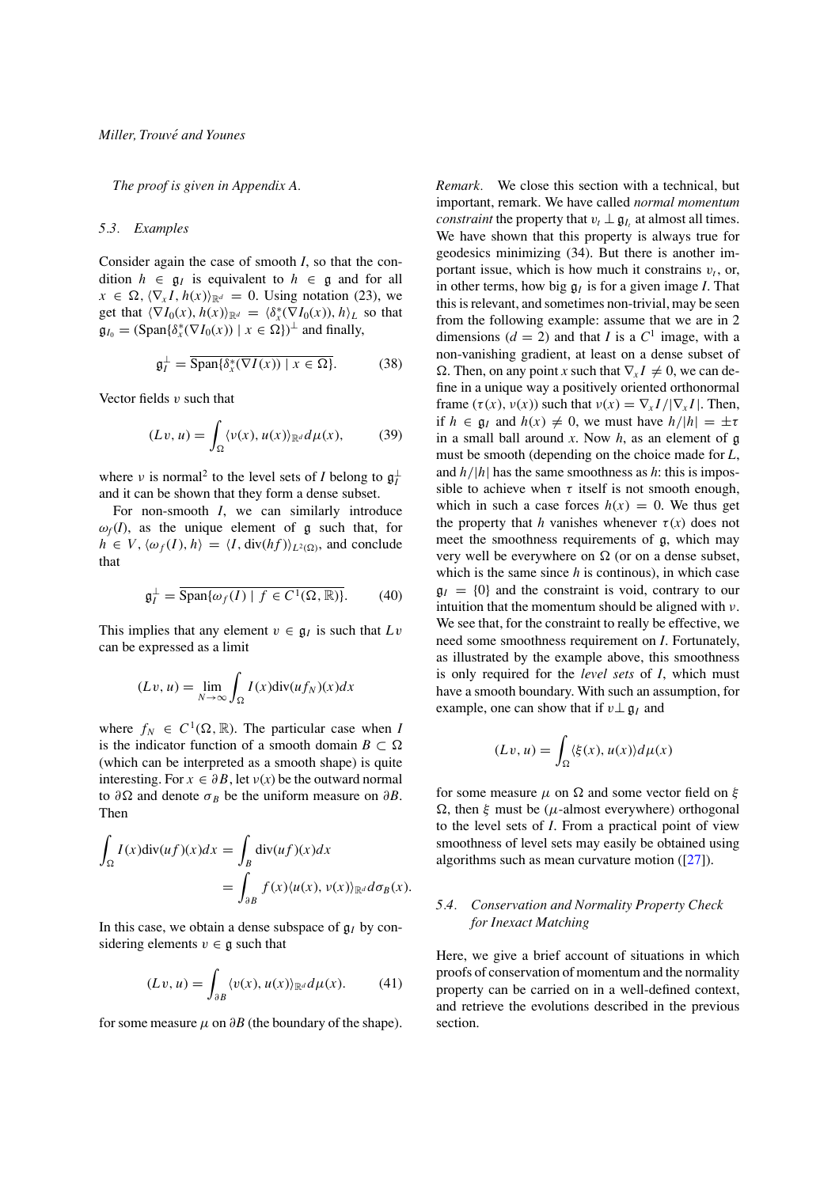*The proof is given in Appendix A.*

### 5.3. Examples

Consider again the case of smooth $I$, so that the condition $h \in \mathfrak{g}_I$ is equivalent to $h \in \mathfrak{g}$ and for all $x \in \Omega$, $\langle \nabla_x I, h(x)\rangle_{\mathbb{R}^d} = 0$. Using notation (23), we get that $\langle \nabla I_0(x), h(x)\rangle_{\mathbb{R}^d} = \langle \delta_x^*(\nabla I_0(x)), h\rangle_L$ so that $\mathfrak{g}_{I_0} = (\text{Span}\{\delta_x^*(\nabla I_0(x)) \mid x \in \Omega\})^\perp$ and finally,

$$\mathfrak{g}_I^\perp = \overline{\text{Span}\{\delta_x^*(\nabla I(x)) \mid x \in \Omega\}}. \tag{38}$$

Vector fields $v$ such that

$$(Lv, u) = \int_\Omega \langle \nu(x), u(x)\rangle_{\mathbb{R}^d} d\mu(x), \tag{39}$$

where $\nu$ is normal[2] to the level sets of $I$ belong to $\mathfrak{g}_I^\perp$ and it can be shown that they form a dense subset.

For non-smooth $I$, we can similarly introduce $\omega_f(I)$, as the unique element of $\mathfrak{g}$ such that, for $h \in V$, $\langle \omega_f(I), h\rangle = \langle I, \text{div}(hf)\rangle_{L^2(\Omega)}$, and conclude that

$$\mathfrak{g}_I^\perp = \overline{\text{Span}\{\omega_f(I) \mid f \in C^1(\Omega, \mathbb{R})\}}. \tag{40}$$

This implies that any element $v \in \mathfrak{g}_I$ is such that $Lv$ can be expressed as a limit

$$(Lv, u) = \lim_{N\to\infty} \int_\Omega I(x)\text{div}(uf_N)(x)dx$$

where $f_N \in C^1(\Omega, \mathbb{R})$. The particular case when $I$ is the indicator function of a smooth domain $B \subset \Omega$ (which can be interpreted as a smooth shape) is quite interesting. For $x \in \partial B$, let $\nu(x)$ be the outward normal to $\partial\Omega$ and denote $\sigma_B$ be the uniform measure on $\partial B$. Then

$$\begin{aligned}\int_\Omega I(x)\text{div}(uf)(x)dx &= \int_B \text{div}(uf)(x)dx \\ &= \int_{\partial B} f(x)\langle u(x), \nu(x)\rangle_{\mathbb{R}^d} d\sigma_B(x).\end{aligned}$$

In this case, we obtain a dense subspace of $\mathfrak{g}_I$ by considering elements $v \in \mathfrak{g}$ such that

$$(Lv, u) = \int_{\partial B} \langle v(x), u(x)\rangle_{\mathbb{R}^d} d\mu(x). \tag{41}$$

for some measure $\mu$ on $\partial B$ (the boundary of the shape).

*Remark.* We close this section with a technical, but important, remark. We have called *normal momentum constraint* the property that $v_t \perp \mathfrak{g}_{I_t}$ at almost all times. We have shown that this property is always true for geodesics minimizing (34). But there is another important issue, which is how much it constrains $v_t$, or, in other terms, how big $\mathfrak{g}_I$ is for a given image $I$. That this is relevant, and sometimes non-trivial, may be seen from the following example: assume that we are in 2 dimensions ($d = 2$) and that $I$ is a $C^1$ image, with a non-vanishing gradient, at least on a dense subset of $\Omega$. Then, on any point $x$ such that $\nabla_x I \neq 0$, we can define in a unique way a positively oriented orthonormal frame $(\tau(x), \nu(x))$ such that $\nu(x) = \nabla_x I/|\nabla_x I|$. Then, if $h \in \mathfrak{g}_I$ and $h(x) \neq 0$, we must have $h/|h| = \pm\tau$ in a small ball around $x$. Now $h$, as an element of $\mathfrak{g}$ must be smooth (depending on the choice made for $L$, and $h/|h|$ has the same smoothness as $h$: this is impossible to achieve when $\tau$ itself is not smooth enough, which in such a case forces $h(x) = 0$. We thus get the property that $h$ vanishes whenever $\tau(x)$ does not meet the smoothness requirements of $\mathfrak{g}$, which may very well be everywhere on $\Omega$ (or on a dense subset, which is the same since $h$ is continous), in which case $\mathfrak{g}_I = \{0\}$ and the constraint is void, contrary to our intuition that the momentum should be aligned with $\nu$. We see that, for the constraint to really be effective, we need some smoothness requirement on $I$. Fortunately, as illustrated by the example above, this smoothness is only required for the *level sets* of $I$, which must have a smooth boundary. With such an assumption, for example, one can show that if $v \perp \mathfrak{g}_I$ and

$$(Lv, u) = \int_\Omega \langle \xi(x), u(x)\rangle d\mu(x)$$

for some measure $\mu$ on $\Omega$ and some vector field on $\xi$ $\Omega$, then $\xi$ must be ($\mu$-almost everywhere) orthogonal to the level sets of $I$. From a practical point of view smoothness of level sets may easily be obtained using algorithms such as mean curvature motion ([27]).

### 5.4. Conservation and Normality Property Check for Inexact Matching

Here, we give a brief account of situations in which proofs of conservation of momentum and the normality property can be carried on in a well-defined context, and retrieve the evolutions described in the previous section.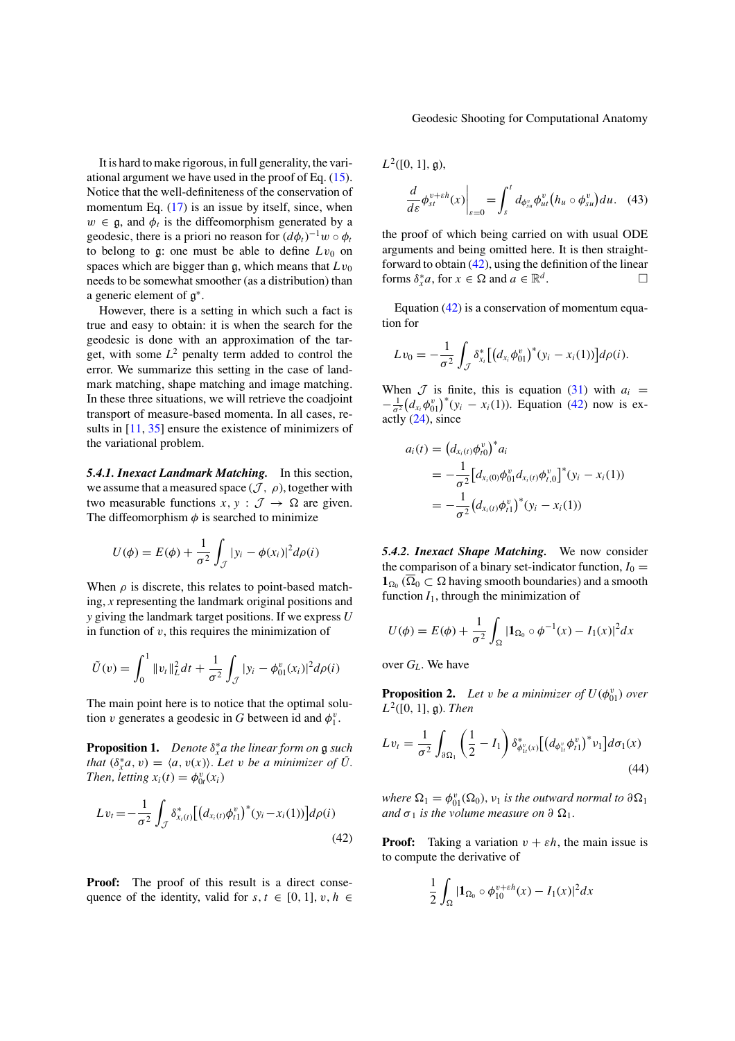It is hard to make rigorous, in full generality, the variational argument we have used in the proof of Eq. (15). Notice that the well-definiteness of the conservation of momentum Eq. (17) is an issue by itself, since, when $w \in \mathfrak{g}$, and $\phi_t$ is the diffeomorphism generated by a geodesic, there is a priori no reason for $(d\phi_t)^{-1} w \circ \phi_t$ to belong to $\mathfrak{g}$: one must be able to define $Lv_0$ on spaces which are bigger than $\mathfrak{g}$, which means that $Lv_0$ needs to be somewhat smoother (as a distribution) than a generic element of $\mathfrak{g}^*$.

However, there is a setting in which such a fact is true and easy to obtain: it is when the search for the geodesic is done with an approximation of the target, with some $L^2$ penalty term added to control the error. We summarize this setting in the case of landmark matching, shape matching and image matching. In these three situations, we will retrieve the coadjoint transport of measure-based momenta. In all cases, results in [11, 35] ensure the existence of minimizers of the variational problem.

***5.4.1. Inexact Landmark Matching.*** In this section, we assume that a measured space $(\mathcal{J}, \rho)$, together with two measurable functions $x, y : \mathcal{J} \to \Omega$ are given. The diffeomorphism $\phi$ is searched to minimize

$$U(\phi) = E(\phi) + \frac{1}{\sigma^2} \int_{\mathcal{J}} |y_i - \phi(x_i)|^2 d\rho(i)$$

When $\rho$ is discrete, this relates to point-based matching, $x$ representing the landmark original positions and $y$ giving the landmark target positions. If we express $U$ in function of $v$, this requires the minimization of

$$\tilde{U}(v) = \int_0^1 \|v_t\|_L^2 dt + \frac{1}{\sigma^2} \int_{\mathcal{J}} |y_i - \phi_{01}^v(x_i)|^2 d\rho(i)$$

The main point here is to notice that the optimal solution $v$ generates a geodesic in $G$ between id and $\phi_1^v$.

**Proposition 1.** *Denote $\delta_x^* a$ the linear form on $\mathfrak{g}$ such that $(\delta_x^* a, v) = \langle a, v(x)\rangle$. Let $v$ be a minimizer of $\tilde{U}$. Then, letting $x_i(t) = \phi_{0t}^v(x_i)$*

$$Lv_t = -\frac{1}{\sigma^2} \int_{\mathcal{J}} \delta_{x_i(t)}^* \left[ \left(d_{x_i(t)} \phi_{t1}^v\right)^* (y_i - x_i(1)) \right] d\rho(i) \tag{42}$$

**Proof:** The proof of this result is a direct consequence of the identity, valid for $s, t \in [0, 1]$, $v, h \in L^2([0, 1], \mathfrak{g})$,

$$\left.\frac{d}{d\varepsilon} \phi_{st}^{v+\varepsilon h}(x)\right|_{\varepsilon=0} = \int_s^t d_{\phi_{su}^v} \phi_{ut}^v \left(h_u \circ \phi_{su}^v\right) du. \tag{43}$$

the proof of which being carried on with usual ODE arguments and being omitted here. It is then straightforward to obtain (42), using the definition of the linear forms $\delta_x^* a$, for $x \in \Omega$ and $a \in \mathbb{R}^d$. $\square$

Equation (42) is a conservation of momentum equation for

$$Lv_0 = -\frac{1}{\sigma^2} \int_{\mathcal{J}} \delta_{x_i}^* \left[ \left(d_{x_i} \phi_{01}^v\right)^* (y_i - x_i(1)) \right] d\rho(i).$$

When $\mathcal{J}$ is finite, this is equation (31) with $a_i = -\frac{1}{\sigma^2}\left(d_{x_i} \phi_{01}^v\right)^* (y_i - x_i(1))$. Equation (42) now is exactly (24), since

$$\begin{aligned}
a_i(t) &= \left(d_{x_i(t)} \phi_{t0}^v\right)^* a_i \\
&= -\frac{1}{\sigma^2} \left[ d_{x_i(0)} \phi_{01}^v d_{x_i(t)} \phi_{t,0}^v \right]^* (y_i - x_i(1)) \\
&= -\frac{1}{\sigma^2} \left(d_{x_i(t)} \phi_{t1}^v\right)^* (y_i - x_i(1))
\end{aligned}$$

***5.4.2. Inexact Shape Matching.*** We now consider the comparison of a binary set-indicator function, $I_0 = \mathbf{1}_{\Omega_0}$ ($\overline{\Omega}_0 \subset \Omega$ having smooth boundaries) and a smooth function $I_1$, through the minimization of

$$U(\phi) = E(\phi) + \frac{1}{\sigma^2} \int_{\Omega} |\mathbf{1}_{\Omega_0} \circ \phi^{-1}(x) - I_1(x)|^2 dx$$

over $G_L$. We have

**Proposition 2.** *Let $v$ be a minimizer of $U(\phi_{01}^v)$ over $L^2([0, 1], \mathfrak{g})$. Then*

$$Lv_t = \frac{1}{\sigma^2} \int_{\partial \Omega_1} \left(\frac{1}{2} - I_1\right) \delta_{\phi_{1t}^v(x)}^* \left[ \left(d_{\phi_{1t}^v} \phi_{t1}^v\right)^* \nu_1 \right] d\sigma_1(x) \tag{44}$$

*where $\Omega_1 = \phi_{01}^v(\Omega_0)$, $\nu_1$ is the outward normal to $\partial \Omega_1$ and $\sigma_1$ is the volume measure on $\partial\, \Omega_1$.*

**Proof:** Taking a variation $v + \varepsilon h$, the main issue is to compute the derivative of

$$\frac{1}{2} \int_{\Omega} |\mathbf{1}_{\Omega_0} \circ \phi_{10}^{v+\varepsilon h}(x) - I_1(x)|^2 dx$$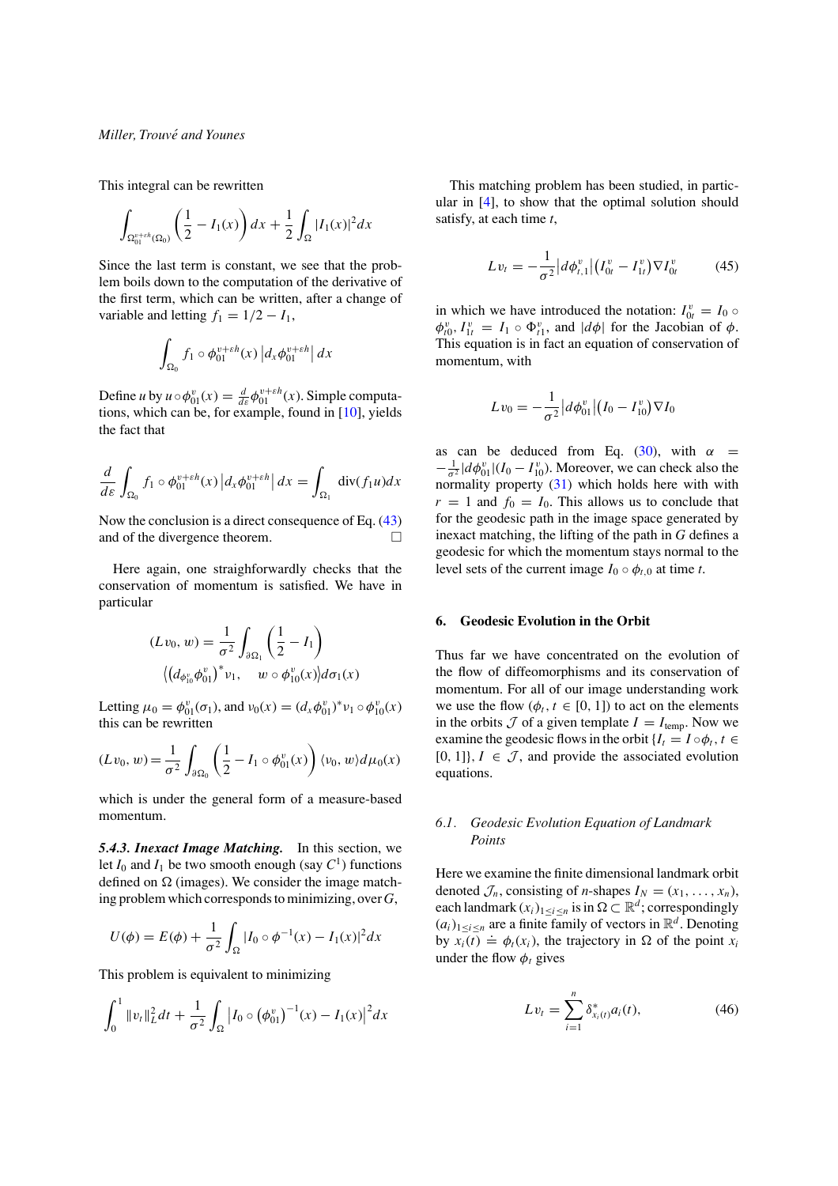This integral can be rewritten

$$\int_{\Omega_{01}^{v+\varepsilon h}(\Omega_0)} \left(\frac{1}{2} - I_1(x)\right) dx + \frac{1}{2}\int_\Omega |I_1(x)|^2 dx$$

Since the last term is constant, we see that the problem boils down to the computation of the derivative of the first term, which can be written, after a change of variable and letting $f_1 = 1/2 - I_1$,

$$\int_{\Omega_0} f_1 \circ \phi_{01}^{v+\varepsilon h}(x) \left|d_x \phi_{01}^{v+\varepsilon h}\right| dx$$

Define $u$ by $u \circ \phi_{01}^v(x) = \frac{d}{d\varepsilon}\phi_{01}^{v+\varepsilon h}(x)$. Simple computations, which can be, for example, found in [10], yields the fact that

$$\frac{d}{d\varepsilon}\int_{\Omega_0} f_1 \circ \phi_{01}^{v+\varepsilon h}(x) \left|d_x \phi_{01}^{v+\varepsilon h}\right| dx = \int_{\Omega_1} \operatorname{div}(f_1 u) dx$$

Now the conclusion is a direct consequence of Eq. (43) and of the divergence theorem. □

Here again, one straighforwardly checks that the conservation of momentum is satisfied. We have in particular

$$(Lv_0, w) = \frac{1}{\sigma^2}\int_{\partial\Omega_1}\left(\frac{1}{2} - I_1\right)$$
$$\left\langle \left(d_{\phi_{10}^v}\phi_{01}^v\right)^* \nu_1, \quad w \circ \phi_{10}^v(x)\right\rangle d\sigma_1(x)$$

Letting $\mu_0 = \phi_{01}^v(\sigma_1)$, and $\nu_0(x) = (d_x\phi_{01}^v)^*\nu_1 \circ \phi_{10}^v(x)$ this can be rewritten

$$(Lv_0, w) = \frac{1}{\sigma^2}\int_{\partial\Omega_0}\left(\frac{1}{2} - I_1 \circ \phi_{01}^v(x)\right)\langle \nu_0, w\rangle d\mu_0(x)$$

which is under the general form of a measure-based momentum.

***5.4.3. Inexact Image Matching.*** In this section, we let $I_0$ and $I_1$ be two smooth enough (say $C^1$) functions defined on $\Omega$ (images). We consider the image matching problem which corresponds to minimizing, over $G$,

$$U(\phi) = E(\phi) + \frac{1}{\sigma^2}\int_\Omega |I_0 \circ \phi^{-1}(x) - I_1(x)|^2 dx$$

This problem is equivalent to minimizing

$$\int_0^1 \|v_t\|_L^2 dt + \frac{1}{\sigma^2}\int_\Omega \left|I_0 \circ \left(\phi_{01}^v\right)^{-1}(x) - I_1(x)\right|^2 dx$$

This matching problem has been studied, in particular in [4], to show that the optimal solution should satisfy, at each time $t$,

$$Lv_t = -\frac{1}{\sigma^2}\left|d\phi_{t,1}^v\right|\left(I_{0t}^v - I_{1t}^v\right)\nabla I_{0t}^v \tag{45}$$

in which we have introduced the notation: $I_{0t}^v = I_0 \circ \phi_{t0}^v$, $I_{1t}^v = I_1 \circ \Phi_{t1}^v$, and $|d\phi|$ for the Jacobian of $\phi$. This equation is in fact an equation of conservation of momentum, with

$$Lv_0 = -\frac{1}{\sigma^2}\left|d\phi_{01}^v\right|\left(I_0 - I_{10}^v\right)\nabla I_0$$

as can be deduced from Eq. (30), with $\alpha = -\frac{1}{\sigma^2}|d\phi_{01}^v|(I_0 - I_{10}^v)$. Moreover, we can check also the normality property (31) which holds here with with $r = 1$ and $f_0 = I_0$. This allows us to conclude that for the geodesic path in the image space generated by inexact matching, the lifting of the path in $G$ defines a geodesic for which the momentum stays normal to the level sets of the current image $I_0 \circ \phi_{t,0}$ at time $t$.

## 6. Geodesic Evolution in the Orbit

Thus far we have concentrated on the evolution of the flow of diffeomorphisms and its conservation of momentum. For all of our image understanding work we use the flow $(\phi_t, t \in [0, 1])$ to act on the elements in the orbits $\mathcal{J}$ of a given template $I = I_{\text{temp}}$. Now we examine the geodesic flows in the orbit $\{I_t = I \circ \phi_t, t \in [0, 1]\}$, $I \in \mathcal{J}$, and provide the associated evolution equations.

### *6.1. Geodesic Evolution Equation of Landmark Points*

Here we examine the finite dimensional landmark orbit denoted $\mathcal{J}_n$, consisting of $n$-shapes $I_N = (x_1, \ldots, x_n)$, each landmark $(x_i)_{1\le i\le n}$ is in $\Omega \subset \mathbb{R}^d$; correspondingly $(a_i)_{1\le i\le n}$ are a finite family of vectors in $\mathbb{R}^d$. Denoting by $x_i(t) \doteq \phi_t(x_i)$, the trajectory in $\Omega$ of the point $x_i$ under the flow $\phi_t$ gives

$$Lv_t = \sum_{i=1}^n \delta_{x_i(t)}^* a_i(t), \tag{46}$$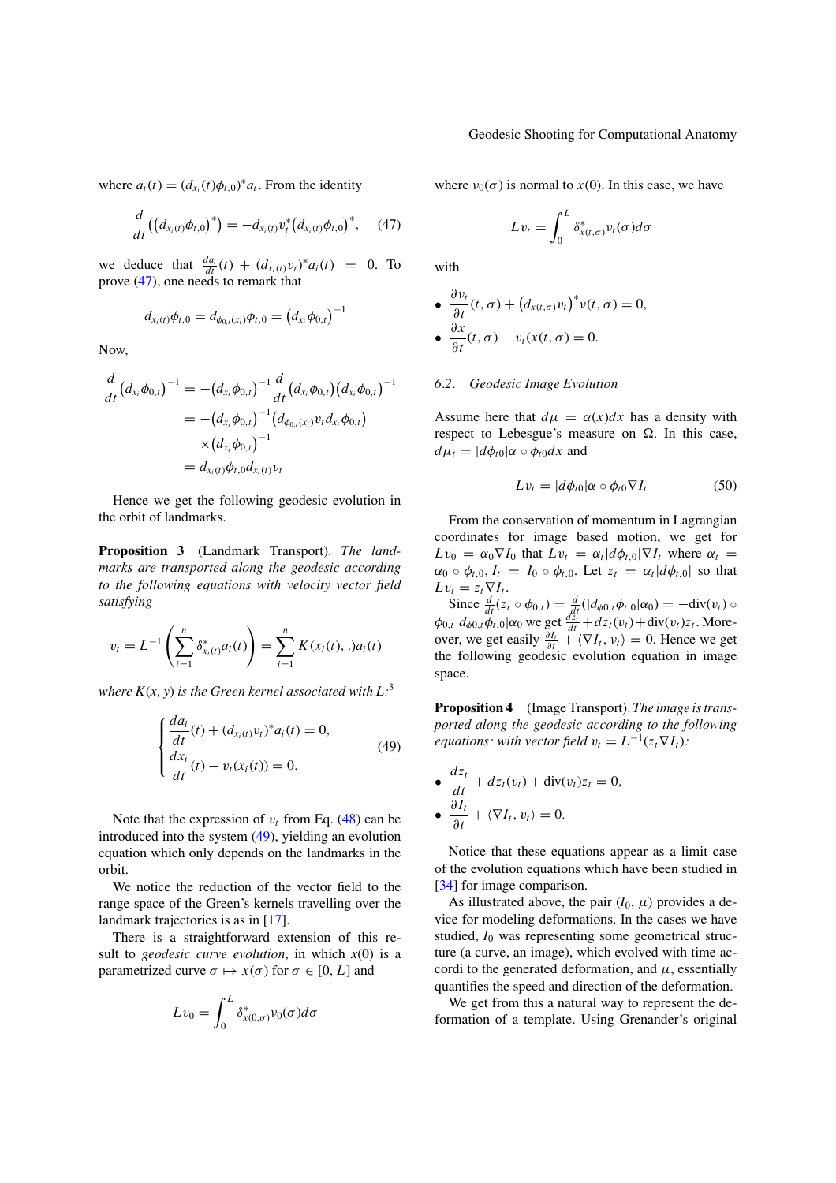where $a_i(t) = (d_{x_i}(t)\phi_{t,0})^* a_i$. From the identity

$$\frac{d}{dt}\left(\left(d_{x_i(t)}\phi_{t,0}\right)^*\right) = -d_{x_i(t)}v_t^*\left(d_{x_i(t)}\phi_{t,0}\right)^*, \quad (47)$$

we deduce that $\frac{da_i}{dt}(t) + (d_{x_i(t)}v_t)^* a_i(t) = 0$. To prove (47), one needs to remark that

$$d_{x_i(t)}\phi_{t,0} = d_{\phi_{0,t}(x_i)}\phi_{t,0} = \left(d_{x_i}\phi_{0,t}\right)^{-1}$$

Now,

$$\begin{aligned}
\frac{d}{dt}\left(d_{x_i}\phi_{0,t}\right)^{-1} &= -\left(d_{x_i}\phi_{0,t}\right)^{-1}\frac{d}{dt}\left(d_{x_i}\phi_{0,t}\right)\left(d_{x_i}\phi_{0,t}\right)^{-1} \\
&= -\left(d_{x_i}\phi_{0,t}\right)^{-1}\left(d_{\phi_{0,t}(x_i)}v_t d_{x_i}\phi_{0,t}\right) \\
&\quad \times \left(d_{x_i}\phi_{0,t}\right)^{-1} \\
&= d_{x_i(t)}\phi_{t,0} d_{x_i(t)}v_t
\end{aligned}$$

Hence we get the following geodesic evolution in the orbit of landmarks.

**Proposition 3** (Landmark Transport). *The landmarks are transported along the geodesic according to the following equations with velocity vector field satisfying*

$$v_t = L^{-1}\left(\sum_{i=1}^n \delta^*_{x_i(t)} a_i(t)\right) = \sum_{i=1}^n K(x_i(t), .)a_i(t)$$

*where $K(x, y)$ is the Green kernel associated with $L$:*[3]

$$\begin{cases} \dfrac{da_i}{dt}(t) + (d_{x_i(t)}v_t)^* a_i(t) = 0, \\ \dfrac{dx_i}{dt}(t) - v_t(x_i(t)) = 0. \end{cases} \quad (49)$$

Note that the expression of $v_t$ from Eq. (48) can be introduced into the system (49), yielding an evolution equation which only depends on the landmarks in the orbit.

We notice the reduction of the vector field to the range space of the Green's kernels travelling over the landmark trajectories is as in [17].

There is a straightforward extension of this result to *geodesic curve evolution*, in which $x(0)$ is a parametrized curve $\sigma \mapsto x(\sigma)$ for $\sigma \in [0, L]$ and

$$Lv_0 = \int_0^L \delta^*_{x(0,\sigma)} \nu_0(\sigma) d\sigma$$

where $\nu_0(\sigma)$ is normal to $x(0)$. In this case, we have

$$Lv_t = \int_0^L \delta^*_{x(t,\sigma)} \nu_t(\sigma) d\sigma$$

with

- $\dfrac{\partial \nu_t}{\partial t}(t, \sigma) + \left(d_{x(t,\sigma)}v_t\right)^* \nu(t, \sigma) = 0,$
- $\dfrac{\partial x}{\partial t}(t, \sigma) - v_t(x(t, \sigma)) = 0.$

### 6.2. Geodesic Image Evolution

Assume here that $d\mu = \alpha(x)dx$ has a density with respect to Lebesgue's measure on $\Omega$. In this case, $d\mu_t = |d\phi_{t0}|\alpha \circ \phi_{t0} dx$ and

$$Lv_t = |d\phi_{t0}|\alpha \circ \phi_{t0}\nabla I_t \quad (50)$$

From the conservation of momentum in Lagrangian coordinates for image based motion, we get for $Lv_0 = \alpha_0 \nabla I_0$ that $Lv_t = \alpha_t |d\phi_{t,0}|\nabla I_t$ where $\alpha_t = \alpha_0 \circ \phi_{t,0}$, $I_t = I_0 \circ \phi_{t,0}$. Let $z_t = \alpha_t |d\phi_{t,0}|$ so that $Lv_t = z_t \nabla I_t$.

Since $\frac{d}{dt}(z_t \circ \phi_{0,t}) = \frac{d}{dt}(|d_{\phi 0,t}\phi_{t,0}|\alpha_0) = -\text{div}(v_t) \circ \phi_{0,t}|d_{\phi 0,t}\phi_{t,0}|\alpha_0$ we get $\frac{dz_t}{dt} + dz_t(v_t) + \text{div}(v_t)z_t$. Moreover, we get easily $\frac{\partial I_t}{\partial t} + \langle \nabla I_t, v_t \rangle = 0$. Hence we get the following geodesic evolution equation in image space.

**Proposition 4** (Image Transport). *The image is transported along the geodesic according to the following equations: with vector field $v_t = L^{-1}(z_t \nabla I_t)$:*

- $\dfrac{dz_t}{dt} + dz_t(v_t) + \text{div}(v_t)z_t = 0,$
- $\dfrac{\partial I_t}{\partial t} + \langle \nabla I_t, v_t \rangle = 0.$

Notice that these equations appear as a limit case of the evolution equations which have been studied in [34] for image comparison.

As illustrated above, the pair $(I_0, \mu)$ provides a device for modeling deformations. In the cases we have studied, $I_0$ was representing some geometrical structure (a curve, an image), which evolved with time accordi to the generated deformation, and $\mu$, essentially quantifies the speed and direction of the deformation.

We get from this a natural way to represent the deformation of a template. Using Grenander's original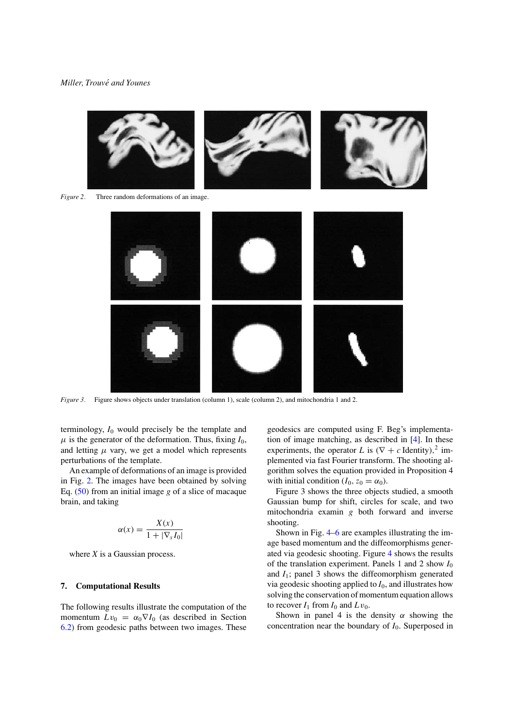*Figure 2*. Three random deformations of an image.

*Figure 3*. Figure shows objects under translation (column 1), scale (column 2), and mitochondria 1 and 2.

terminology, $I_0$ would precisely be the template and $\mu$ is the generator of the deformation. Thus, fixing $I_0$, and letting $\mu$ vary, we get a model which represents perturbations of the template.

An example of deformations of an image is provided in Fig. 2. The images have been obtained by solving Eq. (50) from an initial image $g$ of a slice of macaque brain, and taking

$$\alpha(x) = \frac{X(x)}{1 + |\nabla_x I_0|}$$

where $X$ is a Gaussian process.

## 7. Computational Results

The following results illustrate the computation of the momentum $Lv_0 = \alpha_0 \nabla I_0$ (as described in Section 6.2) from geodesic paths between two images. These geodesics are computed using F. Beg's implementation of image matching, as described in [4]. In these experiments, the operator $L$ is $(\nabla + c\,\text{Identity})$,[2] implemented via fast Fourier transform. The shooting algorithm solves the equation provided in Proposition 4 with initial condition $(I_0, z_0 = \alpha_0)$.

Figure 3 shows the three objects studied, a smooth Gaussian bump for shift, circles for scale, and two mitochondria examin $g$ both forward and inverse shooting.

Shown in Fig. 4–6 are examples illustrating the image based momentum and the diffeomorphisms generated via geodesic shooting. Figure 4 shows the results of the translation experiment. Panels 1 and 2 show $I_0$ and $I_1$; panel 3 shows the diffeomorphism generated via geodesic shooting applied to $I_0$, and illustrates how solving the conservation of momentum equation allows to recover $I_1$ from $I_0$ and $Lv_0$.

Shown in panel 4 is the density $\alpha$ showing the concentration near the boundary of $I_0$. Superposed in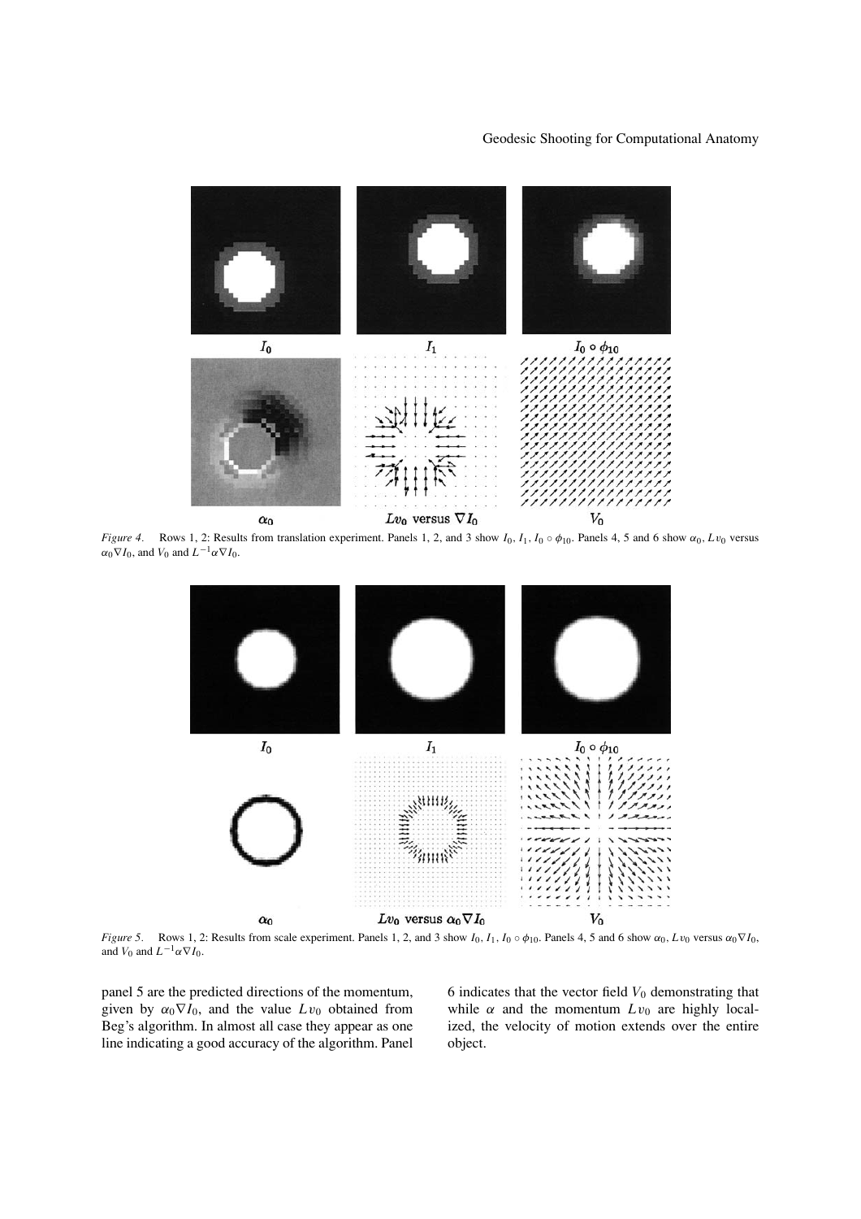*Figure 4.* Rows 1, 2: Results from translation experiment. Panels 1, 2, and 3 show $I_0$, $I_1$, $I_0 \circ \phi_{10}$. Panels 4, 5 and 6 show $\alpha_0$, $Lv_0$ versus $\alpha_0 \nabla I_0$, and $V_0$ and $L^{-1}\alpha\nabla I_0$.

*Figure 5.* Rows 1, 2: Results from scale experiment. Panels 1, 2, and 3 show $I_0$, $I_1$, $I_0 \circ \phi_{10}$. Panels 4, 5 and 6 show $\alpha_0$, $Lv_0$ versus $\alpha_0 \nabla I_0$, and $V_0$ and $L^{-1}\alpha\nabla I_0$.

panel 5 are the predicted directions of the momentum, given by $\alpha_0 \nabla I_0$, and the value $Lv_0$ obtained from Beg's algorithm. In almost all case they appear as one line indicating a good accuracy of the algorithm. Panel 6 indicates that the vector field $V_0$ demonstrating that while $\alpha$ and the momentum $Lv_0$ are highly localized, the velocity of motion extends over the entire object.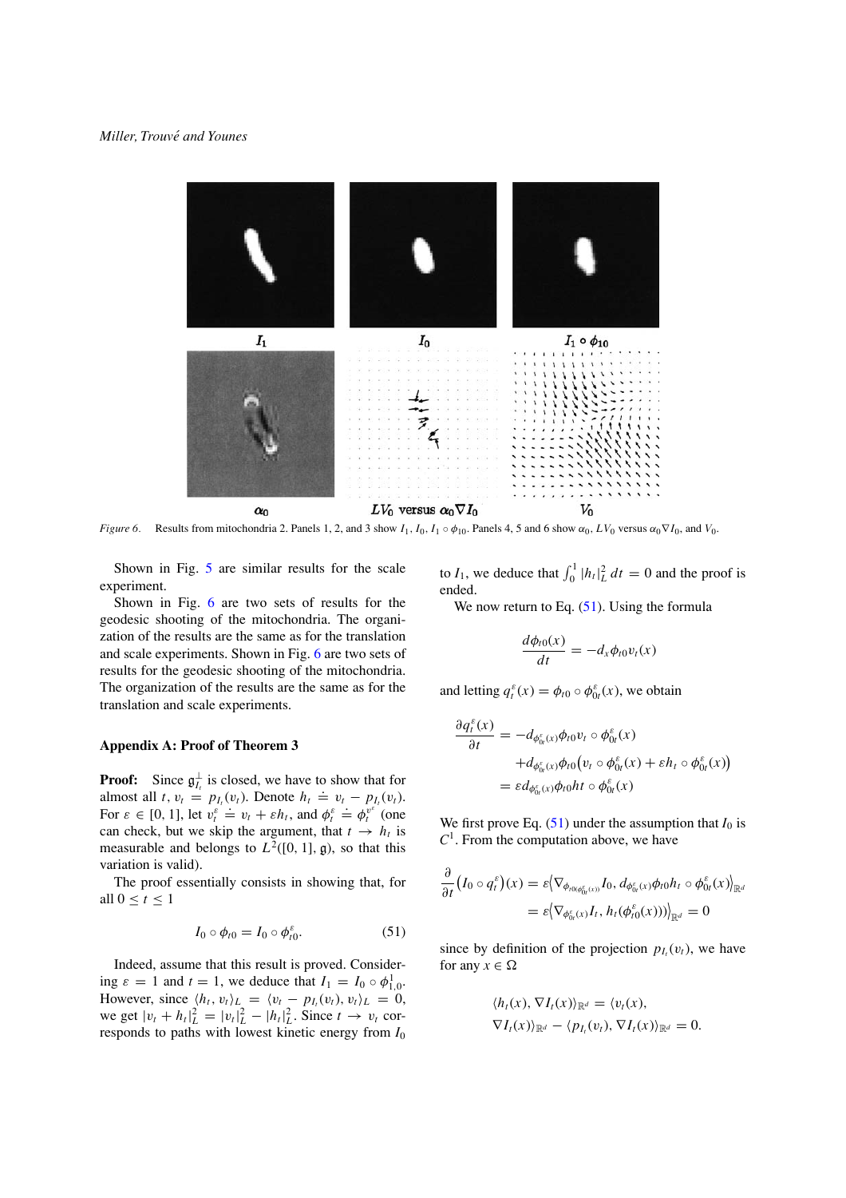*Figure 6*. Results from mitochondria 2. Panels 1, 2, and 3 show $I_1$, $I_0$, $I_1 \circ \phi_{10}$. Panels 4, 5 and 6 show $\alpha_0$, $LV_0$ versus $\alpha_0 \nabla I_0$, and $V_0$.

Shown in Fig. 5 are similar results for the scale experiment.

Shown in Fig. 6 are two sets of results for the geodesic shooting of the mitochondria. The organization of the results are the same as for the translation and scale experiments. Shown in Fig. 6 are two sets of results for the geodesic shooting of the mitochondria. The organization of the results are the same as for the translation and scale experiments.

## Appendix A: Proof of Theorem 3

**Proof:** Since $\mathfrak{g}_{I_t}^{\perp}$ is closed, we have to show that for almost all $t$, $v_t = p_{I_t}(v_t)$. Denote $h_t \doteq v_t - p_{I_t}(v_t)$. For $\varepsilon \in [0, 1]$, let $v_t^{\varepsilon} \doteq v_t + \varepsilon h_t$, and $\phi_t^{\varepsilon} \doteq \phi_t^{v^{\varepsilon}}$ (one can check, but we skip the argument, that $t \rightarrow h_t$ is measurable and belongs to $L^2([0, 1], \mathfrak{g})$, so that this variation is valid).

The proof essentially consists in showing that, for all $0 \leq t \leq 1$

$$I_0 \circ \phi_{t0} = I_0 \circ \phi_{t0}^{\varepsilon}. \tag{51}$$

Indeed, assume that this result is proved. Considering $\varepsilon = 1$ and $t = 1$, we deduce that $I_1 = I_0 \circ \phi_{1,0}^1$. However, since $\langle h_t, v_t \rangle_L = \langle v_t - p_{I_t}(v_t), v_t \rangle_L = 0$, we get $|v_t + h_t|_L^2 = |v_t|_L^2 - |h_t|_L^2$. Since $t \rightarrow v_t$ corresponds to paths with lowest kinetic energy from $I_0$ to $I_1$, we deduce that $\int_0^1 |h_t|_L^2 \, dt = 0$ and the proof is ended.

We now return to Eq. (51). Using the formula

$$\frac{d\phi_{t0}(x)}{dt} = -d_x \phi_{t0} v_t(x)$$

and letting $q_t^{\varepsilon}(x) = \phi_{t0} \circ \phi_{0t}^{\varepsilon}(x)$, we obtain

$$\begin{aligned}
\frac{\partial q_t^{\varepsilon}(x)}{\partial t} &= -d_{\phi_{0t}^{\varepsilon}(x)} \phi_{t0} v_t \circ \phi_{0t}^{\varepsilon}(x) \\
&\quad + d_{\phi_{0t}^{\varepsilon}(x)} \phi_{t0} \big( v_t \circ \phi_{0t}^{\varepsilon}(x) + \varepsilon h_t \circ \phi_{0t}^{\varepsilon}(x) \big) \\
&= \varepsilon d_{\phi_{0t}^{\varepsilon}(x)} \phi_{t0} h t \circ \phi_{0t}^{\varepsilon}(x)
\end{aligned}$$

We first prove Eq. (51) under the assumption that $I_0$ is $C^1$. From the computation above, we have

$$\begin{aligned}
\frac{\partial}{\partial t} \big( I_0 \circ q_t^{\varepsilon} \big)(x) &= \varepsilon \big\langle \nabla_{\phi_{t0}(\phi_{0t}^{\varepsilon}(x))} I_0, d_{\phi_{0t}^{\varepsilon}(x)} \phi_{t0} h_t \circ \phi_{0t}^{\varepsilon}(x) \big\rangle_{\mathbb{R}^d} \\
&= \varepsilon \big\langle \nabla_{\phi_{0t}^{\varepsilon}(x)} I_t, h_t(\phi_{t0}^{\varepsilon}(x)) \big\rangle_{\mathbb{R}^d} = 0
\end{aligned}$$

since by definition of the projection $p_{I_t}(v_t)$, we have for any $x \in \Omega$

$$\begin{aligned}
&\langle h_t(x), \nabla I_t(x) \rangle_{\mathbb{R}^d} = \langle v_t(x), \\
&\nabla I_t(x) \rangle_{\mathbb{R}^d} - \langle p_{I_t}(v_t), \nabla I_t(x) \rangle_{\mathbb{R}^d} = 0.
\end{aligned}$$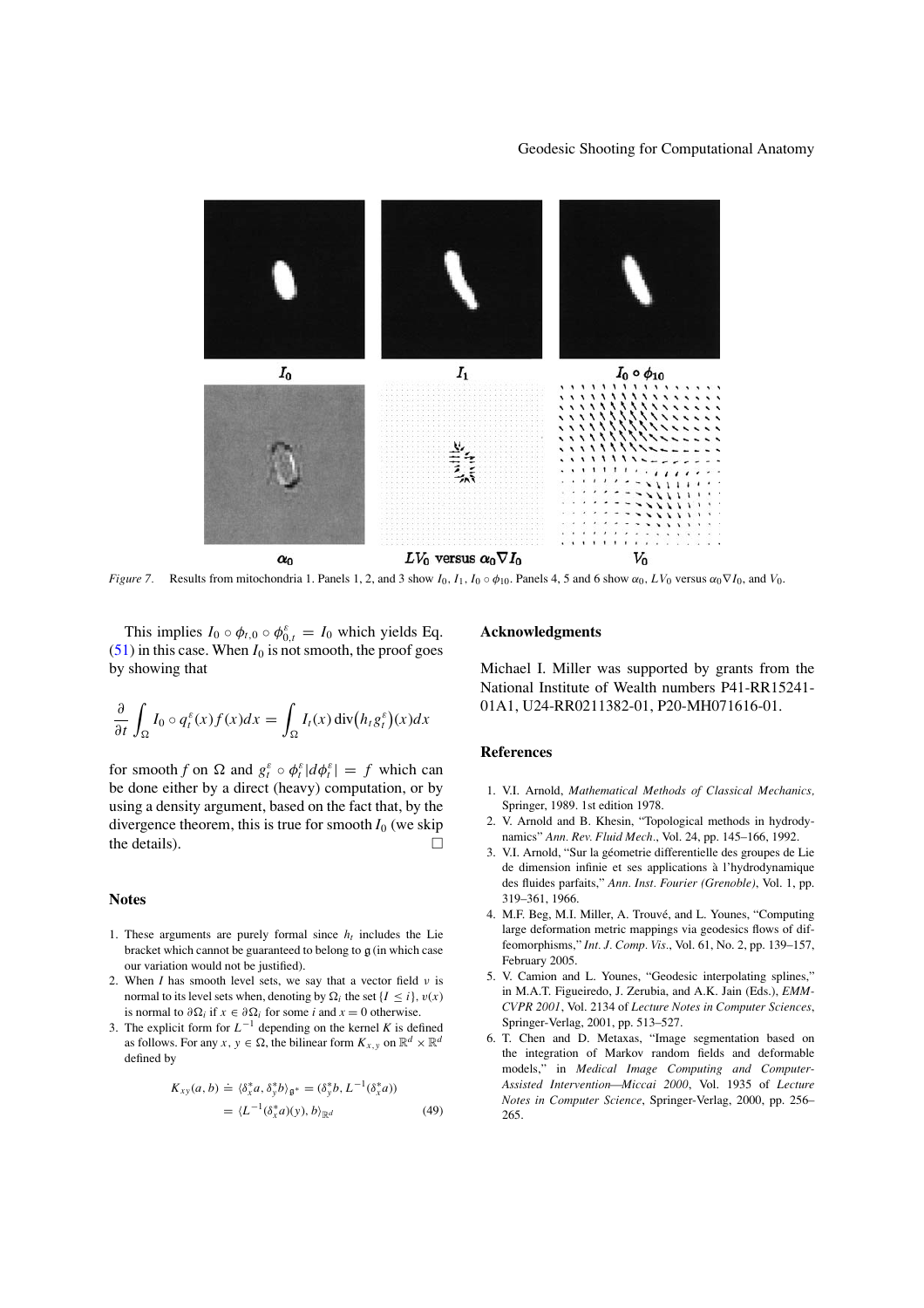*Figure 7.* Results from mitochondria 1. Panels 1, 2, and 3 show $I_0$, $I_1$, $I_0 \circ \phi_{10}$. Panels 4, 5 and 6 show $\alpha_0$, $LV_0$ versus $\alpha_0 \nabla I_0$, and $V_0$.

This implies $I_0 \circ \phi_{t,0} \circ \phi^{\varepsilon}_{0,t} = I_0$ which yields Eq. (51) in this case. When $I_0$ is not smooth, the proof goes by showing that

$$\frac{\partial}{\partial t} \int_{\Omega} I_0 \circ q^{\varepsilon}_t(x) f(x) dx = \int_{\Omega} I_t(x) \operatorname{div}\big(h_t g^{\varepsilon}_t\big)(x) dx$$

for smooth $f$ on $\Omega$ and $g^{\varepsilon}_t \circ \phi^{\varepsilon}_t |d\phi^{\varepsilon}_t| = f$ which can be done either by a direct (heavy) computation, or by using a density argument, based on the fact that, by the divergence theorem, this is true for smooth $I_0$ (we skip the details). □

## Notes

1. These arguments are purely formal since $h_t$ includes the Lie bracket which cannot be guaranteed to belong to $\mathfrak{g}$ (in which case our variation would not be justified).
2. When $I$ has smooth level sets, we say that a vector field $v$ is normal to its level sets when, denoting by $\Omega_i$ the set $\{I \leq i\}$, $v(x)$ is normal to $\partial \Omega_i$ if $x \in \partial \Omega_i$ for some $i$ and $x = 0$ otherwise.
3. The explicit form for $L^{-1}$ depending on the kernel $K$ is defined as follows. For any $x, y \in \Omega$, the bilinear form $K_{x,y}$ on $\mathbb{R}^d \times \mathbb{R}^d$ defined by

$$\begin{aligned} K_{xy}(a, b) &\doteq \langle \delta^*_x a, \delta^*_y b \rangle_{\mathfrak{g}^*} = (\delta^*_y b, L^{-1}(\delta^*_x a)) \\ &= \langle L^{-1}(\delta^*_x a)(y), b \rangle_{\mathbb{R}^d} \end{aligned} \quad (49)$$

## Acknowledgments

Michael I. Miller was supported by grants from the National Institute of Wealth numbers P41-RR15241-01A1, U24-RR0211382-01, P20-MH071616-01.

## References

1. V.I. Arnold, *Mathematical Methods of Classical Mechanics*, Springer, 1989. 1st edition 1978.
2. V. Arnold and B. Khesin, "Topological methods in hydrodynamics" *Ann. Rev. Fluid Mech.*, Vol. 24, pp. 145–166, 1992.
3. V.I. Arnold, "Sur la géometrie differentielle des groupes de Lie de dimension infinie et ses applications à l'hydrodynamique des fluides parfaits," *Ann. Inst. Fourier (Grenoble)*, Vol. 1, pp. 319–361, 1966.
4. M.F. Beg, M.I. Miller, A. Trouvé, and L. Younes, "Computing large deformation metric mappings via geodesics flows of diffeomorphisms," *Int. J. Comp. Vis.*, Vol. 61, No. 2, pp. 139–157, February 2005.
5. V. Camion and L. Younes, "Geodesic interpolating splines," in M.A.T. Figueiredo, J. Zerubia, and A.K. Jain (Eds.), *EMMCVPR 2001*, Vol. 2134 of *Lecture Notes in Computer Sciences*, Springer-Verlag, 2001, pp. 513–527.
6. T. Chen and D. Metaxas, "Image segmentation based on the integration of Markov random fields and deformable models," in *Medical Image Computing and Computer-Assisted Intervention—Miccai 2000*, Vol. 1935 of *Lecture Notes in Computer Science*, Springer-Verlag, 2000, pp. 256–265.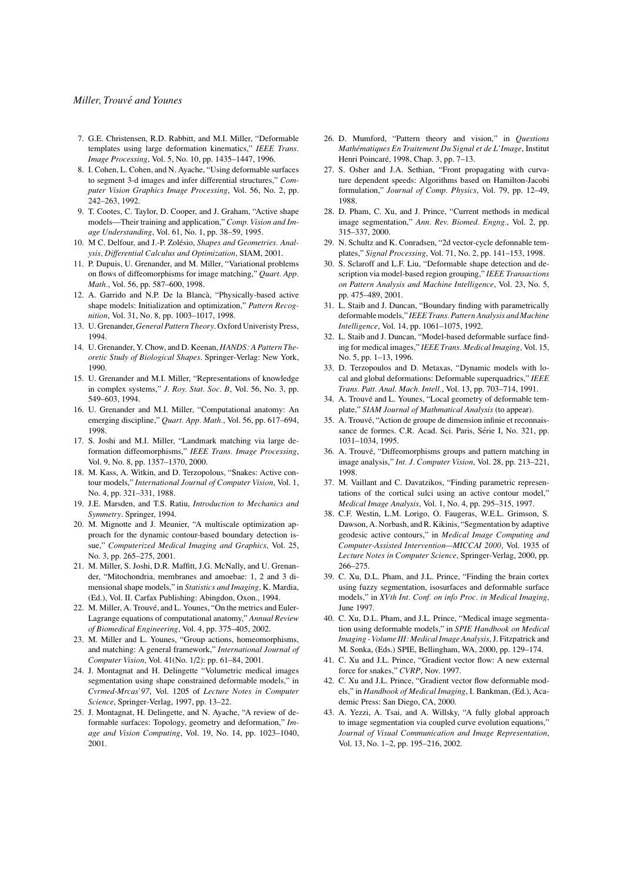7. G.E. Christensen, R.D. Rabbitt, and M.I. Miller, "Deformable templates using large deformation kinematics," *IEEE Trans. Image Processing*, Vol. 5, No. 10, pp. 1435–1447, 1996.
8. I. Cohen, L. Cohen, and N. Ayache, "Using deformable surfaces to segment 3-d images and infer differential structures," *Computer Vision Graphics Image Processing*, Vol. 56, No. 2, pp. 242–263, 1992.
9. T. Cootes, C. Taylor, D. Cooper, and J. Graham, "Active shape models—Their training and application," *Comp. Vision and Image Understanding*, Vol. 61, No. 1, pp. 38–59, 1995.
10. M C. Delfour, and J.-P. Zolésio, *Shapes and Geometries. Analysis, Differential Calculus and Optimization*, SIAM, 2001.
11. P. Dupuis, U. Grenander, and M. Miller, "Variational problems on flows of diffeomorphisms for image matching," *Quart. App. Math.*, Vol. 56, pp. 587–600, 1998.
12. A. Garrido and N.P. De la Blancà, "Physically-based active shape models: Initialization and optimization," *Pattern Recognition*, Vol. 31, No. 8, pp. 1003–1017, 1998.
13. U. Grenander, *General Pattern Theory*. Oxford Univeristy Press, 1994.
14. U. Grenander, Y. Chow, and D. Keenan, *HANDS: A Pattern Theoretic Study of Biological Shapes*. Springer-Verlag: New York, 1990.
15. U. Grenander and M.I. Miller, "Representations of knowledge in complex systems," *J. Roy. Stat. Soc. B*, Vol. 56, No. 3, pp. 549–603, 1994.
16. U. Grenander and M.I. Miller, "Computational anatomy: An emerging discipline," *Quart. App. Math.*, Vol. 56, pp. 617–694, 1998.
17. S. Joshi and M.I. Miller, "Landmark matching via large deformation diffeomorphisms," *IEEE Trans. Image Processing*, Vol. 9, No. 8, pp. 1357–1370, 2000.
18. M. Kass, A. Witkin, and D. Terzopolous, "Snakes: Active contour models," *International Journal of Computer Vision*, Vol. 1, No. 4, pp. 321–331, 1988.
19. J.E. Marsden, and T.S. Ratiu, *Introduction to Mechanics and Symmetry*. Springer, 1994.
20. M. Mignotte and J. Meunier, "A multiscale optimization approach for the dynamic contour-based boundary detection issue," *Computerized Medical Imaging and Graphics*, Vol. 25, No. 3, pp. 265–275, 2001.
21. M. Miller, S. Joshi, D.R. Maffitt, J.G. McNally, and U. Grenander, "Mitochondria, membranes and amoebae: 1, 2 and 3 dimensional shape models," in *Statistics and Imaging*, K. Mardia, (Ed.), Vol. II. Carfax Publishing: Abingdon, Oxon., 1994.
22. M. Miller, A. Trouvé, and L. Younes, "On the metrics and Euler-Lagrange equations of computational anatomy," *Annual Review of Biomedical Engineering*, Vol. 4, pp. 375–405, 2002.
23. M. Miller and L. Younes, "Group actions, homeomorphisms, and matching: A general framework," *International Journal of Computer Vision*, Vol. 41(No. 1/2): pp. 61–84, 2001.
24. J. Montagnat and H. Delingette "Volumetric medical images segmentation using shape constrained deformable models," in *Cvrmed-Mrcas'97*, Vol. 1205 of *Lecture Notes in Computer Science*, Springer-Verlag, 1997, pp. 13–22.
25. J. Montagnat, H. Delingette, and N. Ayache, "A review of deformable surfaces: Topology, geometry and deformation," *Image and Vision Computing*, Vol. 19, No. 14, pp. 1023–1040, 2001.
26. D. Mumford, "Pattern theory and vision," in *Questions Mathématiques En Traitement Du Signal et de L'Image*, Institut Henri Poincaré, 1998, Chap. 3, pp. 7–13.
27. S. Osher and J.A. Sethian, "Front propagating with curvature dependent speeds: Algorithms based on Hamilton-Jacobi formulation," *Journal of Comp. Physics*, Vol. 79, pp. 12–49, 1988.
28. D. Pham, C. Xu, and J. Prince, "Current methods in medical image segmentation," *Ann. Rev. Biomed. Engng.*, Vol. 2, pp. 315–337, 2000.
29. N. Schultz and K. Conradsen, "2d vector-cycle defonnable templates," *Signal Processing*, Vol. 71, No. 2, pp. 141–153, 1998.
30. S. Sclaroff and L.F. Liu, "Deformable shape detection and description via model-based region grouping," *IEEE Transactions on Pattern Analysis and Machine Intelligence*, Vol. 23, No. 5, pp. 475–489, 2001.
31. L. Staib and J. Duncan, "Boundary finding with parametrically deformable models," *IEEE Trans. Pattern Analysis and Machine Intelligence*, Vol. 14, pp. 1061–1075, 1992.
32. L. Staib and J. Duncan, "Model-based deformable surface finding for medical images," *IEEE Trans. Medical Imaging*, Vol. 15, No. 5, pp. 1–13, 1996.
33. D. Terzopoulos and D. Metaxas, "Dynamic models with local and global deformations: Deformable superquadrics," *IEEE Trans. Patt. Anal. Mach. Intell.*, Vol. 13, pp. 703–714, 1991.
34. A. Trouvé and L. Younes, "Local geometry of deformable template," *SIAM Journal of Mathmatical Analysis* (to appear).
35. A. Trouvé, "Action de groupe de dimension infinie et reconnaissance de formes. C.R. Acad. Sci. Paris, Série I, No. 321, pp. 1031–1034, 1995.
36. A. Trouvé, "Diffeomorphisms groups and pattern matching in image analysis," *Int. J. Computer Vision*, Vol. 28, pp. 213–221, 1998.
37. M. Vaillant and C. Davatzikos, "Finding parametric representations of the cortical sulci using an active contour model," *Medical Image Analysis*, Vol. 1, No. 4, pp. 295–315, 1997.
38. C.F. Westin, L.M. Lorigo, O. Faugeras, W.E.L. Grimson, S. Dawson, A. Norbash, and R. Kikinis, "Segmentation by adaptive geodesic active contours," in *Medical Image Computing and Computer-Assisted Intervention—MICCAI 2000*, Vol. 1935 of *Lecture Notes in Computer Science*, Springer-Verlag, 2000, pp. 266–275.
39. C. Xu, D.L. Pham, and J.L. Prince, "Finding the brain cortex using fuzzy segmentation, isosurfaces and deformable surface models," in *XVth Int. Conf. on info Proc. in Medical Imaging*, June 1997.
40. C. Xu, D.L. Pham, and J.L. Prince, "Medical image segmentation using deformable models," in *SPIE Handbook on Medical Imaging - Volume III: Medical Image Analysis*, J. Fitzpatrick and M. Sonka, (Eds.) SPIE, Bellingham, WA, 2000, pp. 129–174.
41. C. Xu and J.L. Prince, "Gradient vector flow: A new external force for snakes," *CVRP*, Nov. 1997.
42. C. Xu and J.L. Prince, "Gradient vector flow deformable models," in *Handbook of Medical Imaging*, I. Bankman, (Ed.), Academic Press: San Diego, CA, 2000.
43. A. Yezzi, A. Tsai, and A. Willsky, "A fully global approach to image segmentation via coupled curve evolution equations," *Journal of Visual Communication and Image Representation*, Vol. 13, No. 1–2, pp. 195–216, 2002.